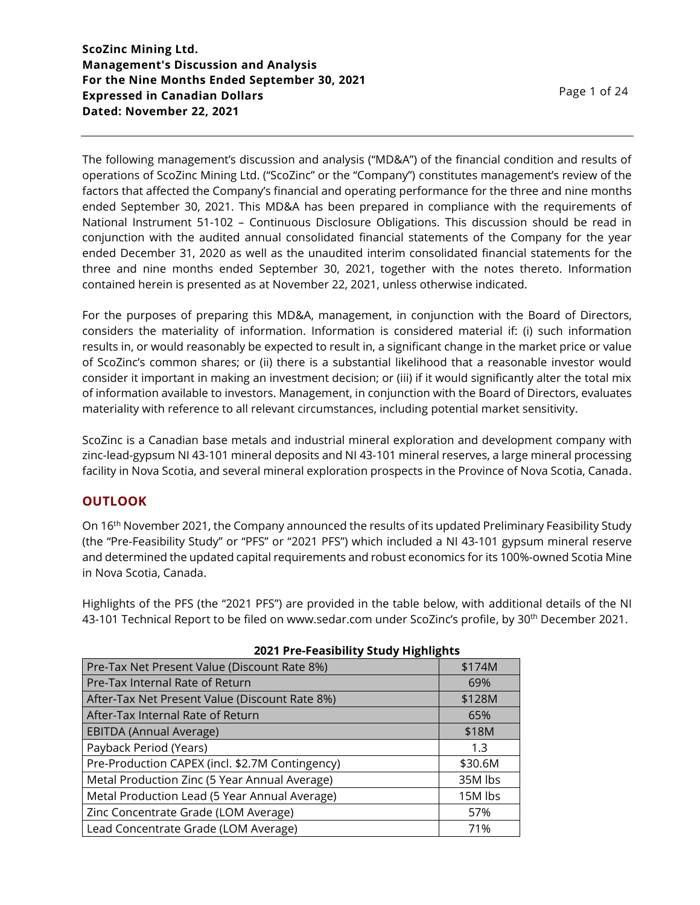**ScoZinc Mining Ltd.**
**Management's Discussion and Analysis**
**For the Nine Months Ended September 30, 2021**
**Expressed in Canadian Dollars**
**Dated: November 22, 2021**

The following management's discussion and analysis ("MD&A") of the financial condition and results of operations of ScoZinc Mining Ltd. ("ScoZinc" or the "Company") constitutes management's review of the factors that affected the Company's financial and operating performance for the three and nine months ended September 30, 2021. This MD&A has been prepared in compliance with the requirements of National Instrument 51-102 – Continuous Disclosure Obligations. This discussion should be read in conjunction with the audited annual consolidated financial statements of the Company for the year ended December 31, 2020 as well as the unaudited interim consolidated financial statements for the three and nine months ended September 30, 2021, together with the notes thereto. Information contained herein is presented as at November 22, 2021, unless otherwise indicated.

For the purposes of preparing this MD&A, management, in conjunction with the Board of Directors, considers the materiality of information. Information is considered material if: (i) such information results in, or would reasonably be expected to result in, a significant change in the market price or value of ScoZinc's common shares; or (ii) there is a substantial likelihood that a reasonable investor would consider it important in making an investment decision; or (iii) if it would significantly alter the total mix of information available to investors. Management, in conjunction with the Board of Directors, evaluates materiality with reference to all relevant circumstances, including potential market sensitivity.

ScoZinc is a Canadian base metals and industrial mineral exploration and development company with zinc-lead-gypsum NI 43-101 mineral deposits and NI 43-101 mineral reserves, a large mineral processing facility in Nova Scotia, and several mineral exploration prospects in the Province of Nova Scotia, Canada.

## OUTLOOK

On 16th November 2021, the Company announced the results of its updated Preliminary Feasibility Study (the "Pre-Feasibility Study" or "PFS" or "2021 PFS") which included a NI 43-101 gypsum mineral reserve and determined the updated capital requirements and robust economics for its 100%-owned Scotia Mine in Nova Scotia, Canada.

Highlights of the PFS (the "2021 PFS") are provided in the table below, with additional details of the NI 43-101 Technical Report to be filed on www.sedar.com under ScoZinc's profile, by 30th December 2021.

**2021 Pre-Feasibility Study Highlights**

| | |
|---|---|
| Pre-Tax Net Present Value (Discount Rate 8%) | $174M |
| Pre-Tax Internal Rate of Return | 69% |
| After-Tax Net Present Value (Discount Rate 8%) | $128M |
| After-Tax Internal Rate of Return | 65% |
| EBITDA (Annual Average) | $18M |
| Payback Period (Years) | 1.3 |
| Pre-Production CAPEX (incl. $2.7M Contingency) | $30.6M |
| Metal Production Zinc (5 Year Annual Average) | 35M lbs |
| Metal Production Lead (5 Year Annual Average) | 15M lbs |
| Zinc Concentrate Grade (LOM Average) | 57% |
| Lead Concentrate Grade (LOM Average) | 71% |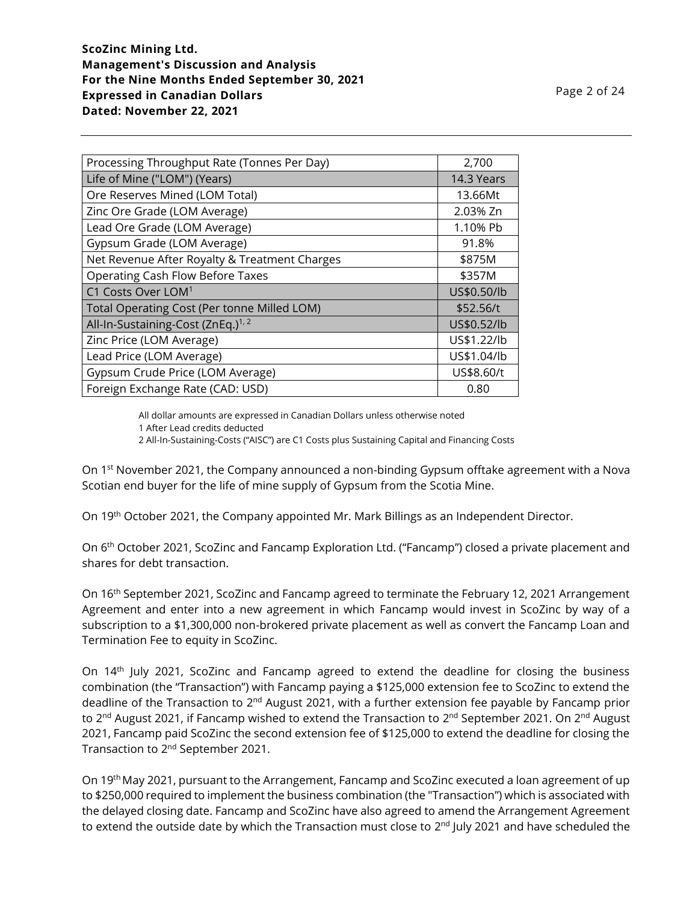| Processing Throughput Rate (Tonnes Per Day) | 2,700 |
|---|---|
| Life of Mine ("LOM") (Years) | 14.3 Years |
| Ore Reserves Mined (LOM Total) | 13.66Mt |
| Zinc Ore Grade (LOM Average) | 2.03% Zn |
| Lead Ore Grade (LOM Average) | 1.10% Pb |
| Gypsum Grade (LOM Average) | 91.8% |
| Net Revenue After Royalty & Treatment Charges | $875M |
| Operating Cash Flow Before Taxes | $357M |
| C1 Costs Over LOM[1] | US$0.50/lb |
| Total Operating Cost (Per tonne Milled LOM) | $52.56/t |
| All-In-Sustaining-Cost (ZnEq.)[1, 2] | US$0.52/lb |
| Zinc Price (LOM Average) | US$1.22/lb |
| Lead Price (LOM Average) | US$1.04/lb |
| Gypsum Crude Price (LOM Average) | US$8.60/t |
| Foreign Exchange Rate (CAD: USD) | 0.80 |

All dollar amounts are expressed in Canadian Dollars unless otherwise noted
1 After Lead credits deducted
2 All-In-Sustaining-Costs ("AISC") are C1 Costs plus Sustaining Capital and Financing Costs

On 1st November 2021, the Company announced a non-binding Gypsum offtake agreement with a Nova Scotian end buyer for the life of mine supply of Gypsum from the Scotia Mine.

On 19th October 2021, the Company appointed Mr. Mark Billings as an Independent Director.

On 6th October 2021, ScoZinc and Fancamp Exploration Ltd. ("Fancamp") closed a private placement and shares for debt transaction.

On 16th September 2021, ScoZinc and Fancamp agreed to terminate the February 12, 2021 Arrangement Agreement and enter into a new agreement in which Fancamp would invest in ScoZinc by way of a subscription to a $1,300,000 non-brokered private placement as well as convert the Fancamp Loan and Termination Fee to equity in ScoZinc.

On 14th July 2021, ScoZinc and Fancamp agreed to extend the deadline for closing the business combination (the "Transaction") with Fancamp paying a $125,000 extension fee to ScoZinc to extend the deadline of the Transaction to 2nd August 2021, with a further extension fee payable by Fancamp prior to 2nd August 2021, if Fancamp wished to extend the Transaction to 2nd September 2021. On 2nd August 2021, Fancamp paid ScoZinc the second extension fee of $125,000 to extend the deadline for closing the Transaction to 2nd September 2021.

On 19th May 2021, pursuant to the Arrangement, Fancamp and ScoZinc executed a loan agreement of up to $250,000 required to implement the business combination (the "Transaction") which is associated with the delayed closing date. Fancamp and ScoZinc have also agreed to amend the Arrangement Agreement to extend the outside date by which the Transaction must close to 2nd July 2021 and have scheduled the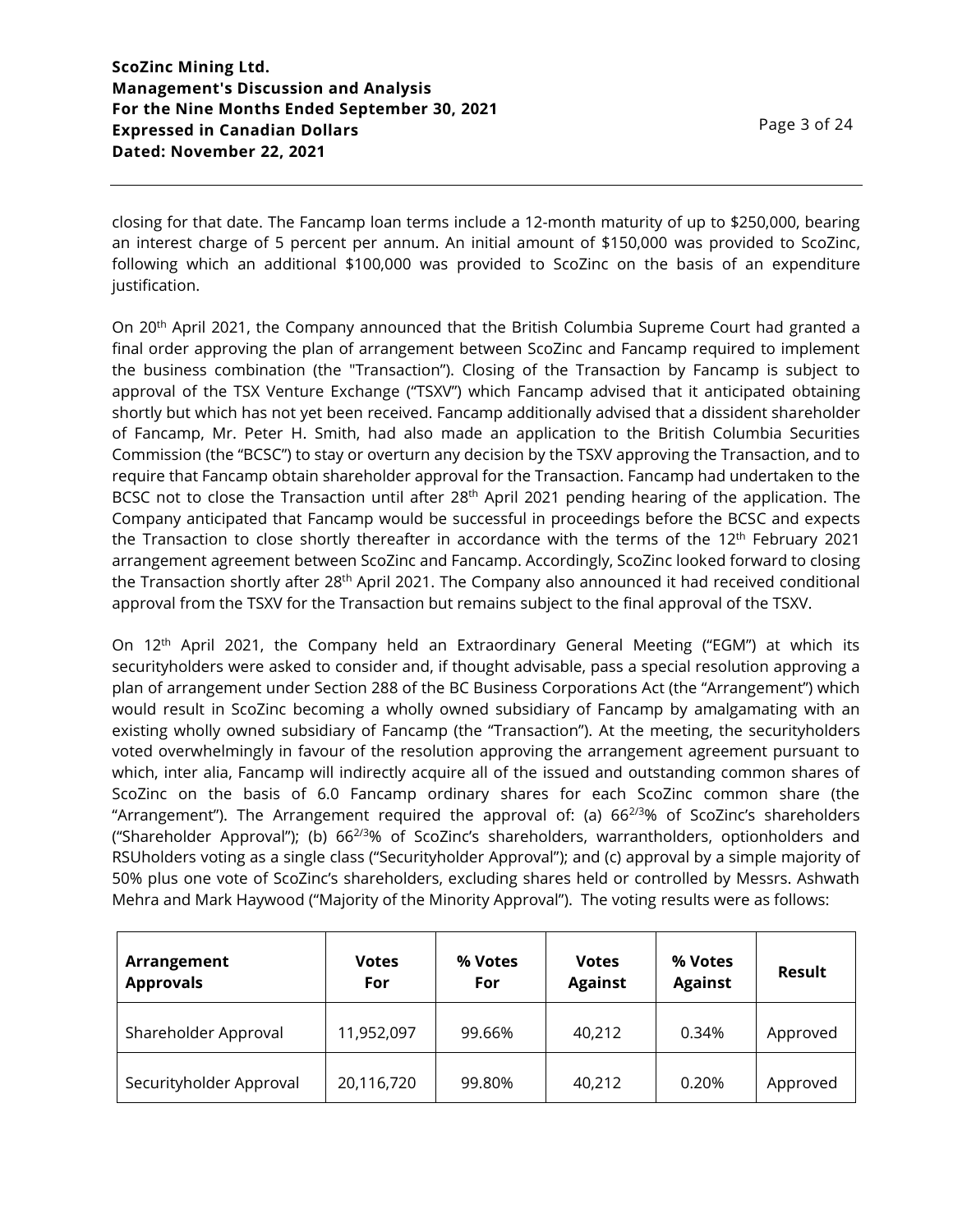closing for that date. The Fancamp loan terms include a 12-month maturity of up to $250,000, bearing an interest charge of 5 percent per annum. An initial amount of $150,000 was provided to ScoZinc, following which an additional $100,000 was provided to ScoZinc on the basis of an expenditure justification.

On 20th April 2021, the Company announced that the British Columbia Supreme Court had granted a final order approving the plan of arrangement between ScoZinc and Fancamp required to implement the business combination (the "Transaction"). Closing of the Transaction by Fancamp is subject to approval of the TSX Venture Exchange ("TSXV") which Fancamp advised that it anticipated obtaining shortly but which has not yet been received. Fancamp additionally advised that a dissident shareholder of Fancamp, Mr. Peter H. Smith, had also made an application to the British Columbia Securities Commission (the "BCSC") to stay or overturn any decision by the TSXV approving the Transaction, and to require that Fancamp obtain shareholder approval for the Transaction. Fancamp had undertaken to the BCSC not to close the Transaction until after 28th April 2021 pending hearing of the application. The Company anticipated that Fancamp would be successful in proceedings before the BCSC and expects the Transaction to close shortly thereafter in accordance with the terms of the 12th February 2021 arrangement agreement between ScoZinc and Fancamp. Accordingly, ScoZinc looked forward to closing the Transaction shortly after 28th April 2021. The Company also announced it had received conditional approval from the TSXV for the Transaction but remains subject to the final approval of the TSXV.

On 12th April 2021, the Company held an Extraordinary General Meeting ("EGM") at which its securityholders were asked to consider and, if thought advisable, pass a special resolution approving a plan of arrangement under Section 288 of the BC Business Corporations Act (the "Arrangement") which would result in ScoZinc becoming a wholly owned subsidiary of Fancamp by amalgamating with an existing wholly owned subsidiary of Fancamp (the "Transaction"). At the meeting, the securityholders voted overwhelmingly in favour of the resolution approving the arrangement agreement pursuant to which, inter alia, Fancamp will indirectly acquire all of the issued and outstanding common shares of ScoZinc on the basis of 6.0 Fancamp ordinary shares for each ScoZinc common share (the "Arrangement"). The Arrangement required the approval of: (a) $66^{2/3}$% of ScoZinc's shareholders ("Shareholder Approval"); (b) $66^{2/3}$% of ScoZinc's shareholders, warrantholders, optionholders and RSUholders voting as a single class ("Securityholder Approval"); and (c) approval by a simple majority of 50% plus one vote of ScoZinc's shareholders, excluding shares held or controlled by Messrs. Ashwath Mehra and Mark Haywood ("Majority of the Minority Approval"). The voting results were as follows:

| Arrangement Approvals | Votes For | % Votes For | Votes Against | % Votes Against | Result |
|---|---|---|---|---|---|
| Shareholder Approval | 11,952,097 | 99.66% | 40,212 | 0.34% | Approved |
| Securityholder Approval | 20,116,720 | 99.80% | 40,212 | 0.20% | Approved |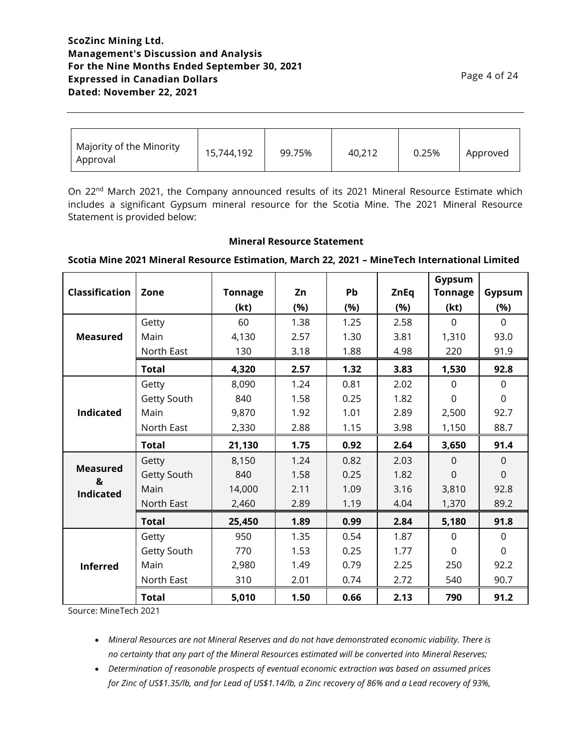| Majority of the Minority Approval | 15,744,192 | 99.75% | 40,212 | 0.25% | Approved |
|---|---|---|---|---|---|

On 22nd March 2021, the Company announced results of its 2021 Mineral Resource Estimate which includes a significant Gypsum mineral resource for the Scotia Mine. The 2021 Mineral Resource Statement is provided below:

**Mineral Resource Statement**

**Scotia Mine 2021 Mineral Resource Estimation, March 22, 2021 – MineTech International Limited**

| Classification | Zone | Tonnage (kt) | Zn (%) | Pb (%) | ZnEq (%) | Gypsum Tonnage (kt) | Gypsum (%) |
|---|---|---|---|---|---|---|---|
| **Measured** | Getty | 60 | 1.38 | 1.25 | 2.58 | 0 | 0 |
| | Main | 4,130 | 2.57 | 1.30 | 3.81 | 1,310 | 93.0 |
| | North East | 130 | 3.18 | 1.88 | 4.98 | 220 | 91.9 |
| | **Total** | **4,320** | **2.57** | **1.32** | **3.83** | **1,530** | **92.8** |
| **Indicated** | Getty | 8,090 | 1.24 | 0.81 | 2.02 | 0 | 0 |
| | Getty South | 840 | 1.58 | 0.25 | 1.82 | 0 | 0 |
| | Main | 9,870 | 1.92 | 1.01 | 2.89 | 2,500 | 92.7 |
| | North East | 2,330 | 2.88 | 1.15 | 3.98 | 1,150 | 88.7 |
| | **Total** | **21,130** | **1.75** | **0.92** | **2.64** | **3,650** | **91.4** |
| **Measured & Indicated** | Getty | 8,150 | 1.24 | 0.82 | 2.03 | 0 | 0 |
| | Getty South | 840 | 1.58 | 0.25 | 1.82 | 0 | 0 |
| | Main | 14,000 | 2.11 | 1.09 | 3.16 | 3,810 | 92.8 |
| | North East | 2,460 | 2.89 | 1.19 | 4.04 | 1,370 | 89.2 |
| | **Total** | **25,450** | **1.89** | **0.99** | **2.84** | **5,180** | **91.8** |
| **Inferred** | Getty | 950 | 1.35 | 0.54 | 1.87 | 0 | 0 |
| | Getty South | 770 | 1.53 | 0.25 | 1.77 | 0 | 0 |
| | Main | 2,980 | 1.49 | 0.79 | 2.25 | 250 | 92.2 |
| | North East | 310 | 2.01 | 0.74 | 2.72 | 540 | 90.7 |
| | **Total** | **5,010** | **1.50** | **0.66** | **2.13** | **790** | **91.2** |

Source: MineTech 2021

- *Mineral Resources are not Mineral Reserves and do not have demonstrated economic viability. There is no certainty that any part of the Mineral Resources estimated will be converted into Mineral Reserves;*
- *Determination of reasonable prospects of eventual economic extraction was based on assumed prices for Zinc of US$1.35/lb, and for Lead of US$1.14/lb, a Zinc recovery of 86% and a Lead recovery of 93%,*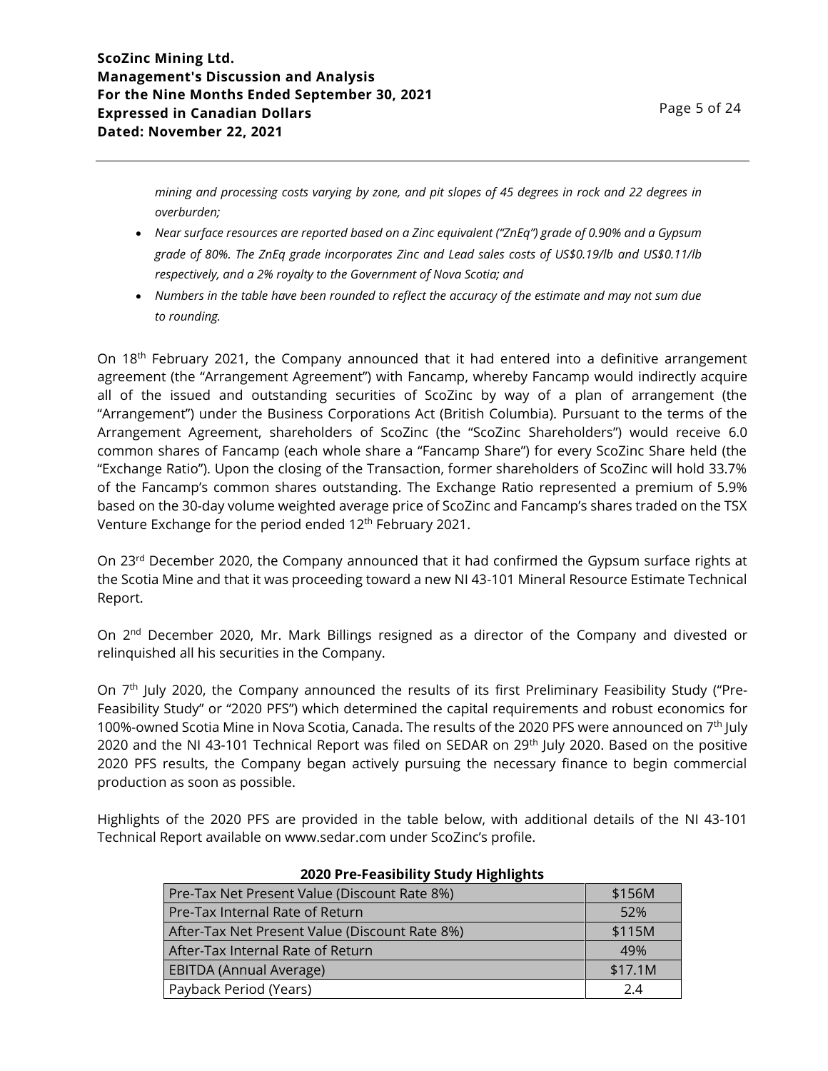*mining and processing costs varying by zone, and pit slopes of 45 degrees in rock and 22 degrees in overburden;*

- *Near surface resources are reported based on a Zinc equivalent ("ZnEq") grade of 0.90% and a Gypsum grade of 80%. The ZnEq grade incorporates Zinc and Lead sales costs of US$0.19/lb and US$0.11/lb respectively, and a 2% royalty to the Government of Nova Scotia; and*
- *Numbers in the table have been rounded to reflect the accuracy of the estimate and may not sum due to rounding.*

On 18th February 2021, the Company announced that it had entered into a definitive arrangement agreement (the "Arrangement Agreement") with Fancamp, whereby Fancamp would indirectly acquire all of the issued and outstanding securities of ScoZinc by way of a plan of arrangement (the "Arrangement") under the Business Corporations Act (British Columbia). Pursuant to the terms of the Arrangement Agreement, shareholders of ScoZinc (the "ScoZinc Shareholders") would receive 6.0 common shares of Fancamp (each whole share a "Fancamp Share") for every ScoZinc Share held (the "Exchange Ratio"). Upon the closing of the Transaction, former shareholders of ScoZinc will hold 33.7% of the Fancamp's common shares outstanding. The Exchange Ratio represented a premium of 5.9% based on the 30-day volume weighted average price of ScoZinc and Fancamp's shares traded on the TSX Venture Exchange for the period ended 12th February 2021.

On 23rd December 2020, the Company announced that it had confirmed the Gypsum surface rights at the Scotia Mine and that it was proceeding toward a new NI 43-101 Mineral Resource Estimate Technical Report.

On 2nd December 2020, Mr. Mark Billings resigned as a director of the Company and divested or relinquished all his securities in the Company.

On 7th July 2020, the Company announced the results of its first Preliminary Feasibility Study ("Pre-Feasibility Study" or "2020 PFS") which determined the capital requirements and robust economics for 100%-owned Scotia Mine in Nova Scotia, Canada. The results of the 2020 PFS were announced on 7th July 2020 and the NI 43-101 Technical Report was filed on SEDAR on 29th July 2020. Based on the positive 2020 PFS results, the Company began actively pursuing the necessary finance to begin commercial production as soon as possible.

Highlights of the 2020 PFS are provided in the table below, with additional details of the NI 43-101 Technical Report available on www.sedar.com under ScoZinc's profile.

**2020 Pre-Feasibility Study Highlights**

| | |
|---|---|
| Pre-Tax Net Present Value (Discount Rate 8%) | \$156M |
| Pre-Tax Internal Rate of Return | 52% |
| After-Tax Net Present Value (Discount Rate 8%) | \$115M |
| After-Tax Internal Rate of Return | 49% |
| EBITDA (Annual Average) | \$17.1M |
| Payback Period (Years) | 2.4 |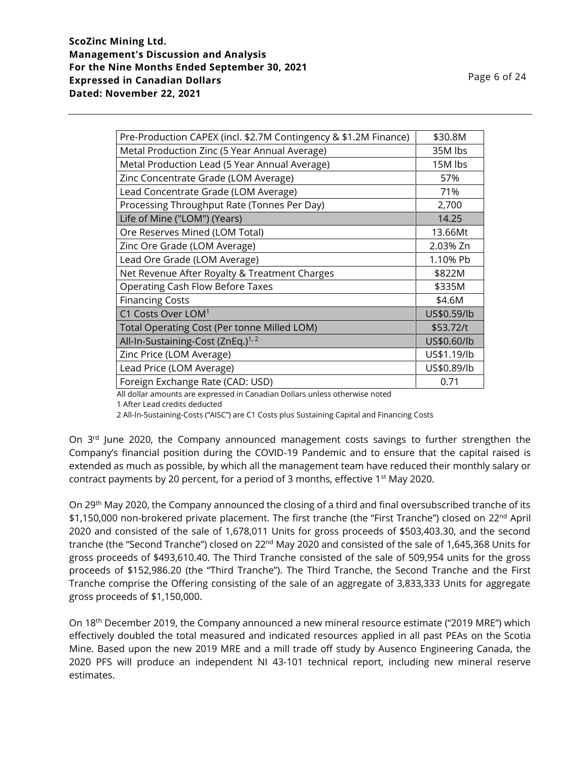| Pre-Production CAPEX (incl. $2.7M Contingency & $1.2M Finance) | $30.8M |
|---|---|
| Metal Production Zinc (5 Year Annual Average) | 35M lbs |
| Metal Production Lead (5 Year Annual Average) | 15M lbs |
| Zinc Concentrate Grade (LOM Average) | 57% |
| Lead Concentrate Grade (LOM Average) | 71% |
| Processing Throughput Rate (Tonnes Per Day) | 2,700 |
| Life of Mine ("LOM") (Years) | 14.25 |
| Ore Reserves Mined (LOM Total) | 13.66Mt |
| Zinc Ore Grade (LOM Average) | 2.03% Zn |
| Lead Ore Grade (LOM Average) | 1.10% Pb |
| Net Revenue After Royalty & Treatment Charges | $822M |
| Operating Cash Flow Before Taxes | $335M |
| Financing Costs | $4.6M |
| C1 Costs Over LOM[1] | US$0.59/lb |
| Total Operating Cost (Per tonne Milled LOM) | $53.72/t |
| All-In-Sustaining-Cost (ZnEq.)[1, 2] | US$0.60/lb |
| Zinc Price (LOM Average) | US$1.19/lb |
| Lead Price (LOM Average) | US$0.89/lb |
| Foreign Exchange Rate (CAD: USD) | 0.71 |

All dollar amounts are expressed in Canadian Dollars unless otherwise noted

1 After Lead credits deducted

2 All-In-Sustaining-Costs ("AISC") are C1 Costs plus Sustaining Capital and Financing Costs

On 3rd June 2020, the Company announced management costs savings to further strengthen the Company's financial position during the COVID-19 Pandemic and to ensure that the capital raised is extended as much as possible, by which all the management team have reduced their monthly salary or contract payments by 20 percent, for a period of 3 months, effective 1st May 2020.

On 29th May 2020, the Company announced the closing of a third and final oversubscribed tranche of its $1,150,000 non-brokered private placement. The first tranche (the "First Tranche") closed on 22nd April 2020 and consisted of the sale of 1,678,011 Units for gross proceeds of $503,403.30, and the second tranche (the "Second Tranche") closed on 22nd May 2020 and consisted of the sale of 1,645,368 Units for gross proceeds of $493,610.40. The Third Tranche consisted of the sale of 509,954 units for the gross proceeds of $152,986.20 (the "Third Tranche"). The Third Tranche, the Second Tranche and the First Tranche comprise the Offering consisting of the sale of an aggregate of 3,833,333 Units for aggregate gross proceeds of $1,150,000.

On 18th December 2019, the Company announced a new mineral resource estimate ("2019 MRE") which effectively doubled the total measured and indicated resources applied in all past PEAs on the Scotia Mine. Based upon the new 2019 MRE and a mill trade off study by Ausenco Engineering Canada, the 2020 PFS will produce an independent NI 43-101 technical report, including new mineral reserve estimates.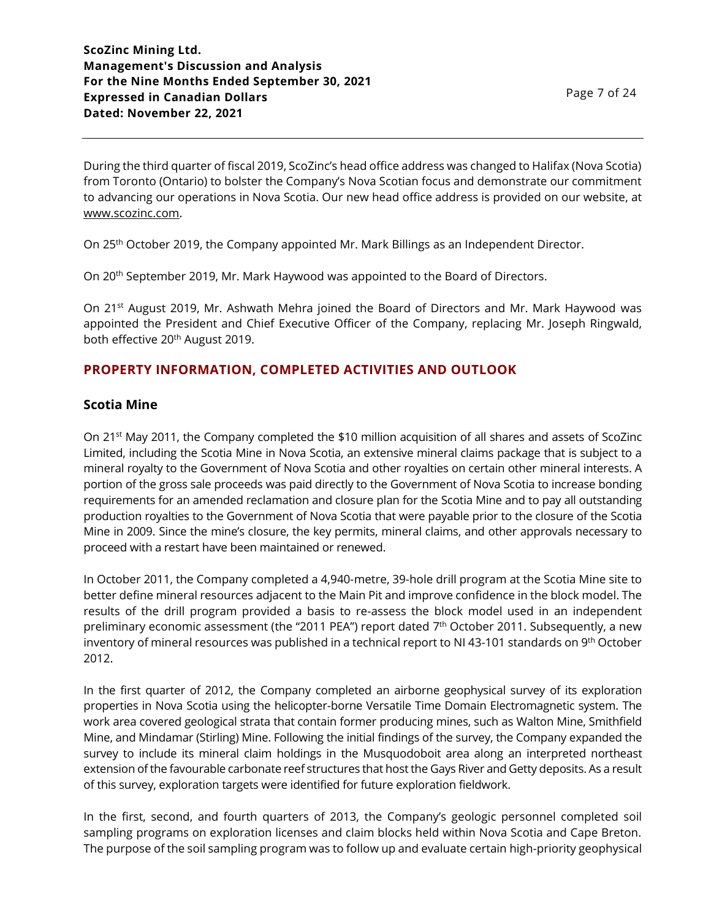During the third quarter of fiscal 2019, ScoZinc's head office address was changed to Halifax (Nova Scotia) from Toronto (Ontario) to bolster the Company's Nova Scotian focus and demonstrate our commitment to advancing our operations in Nova Scotia. Our new head office address is provided on our website, at www.scozinc.com.

On 25th October 2019, the Company appointed Mr. Mark Billings as an Independent Director.

On 20th September 2019, Mr. Mark Haywood was appointed to the Board of Directors.

On 21st August 2019, Mr. Ashwath Mehra joined the Board of Directors and Mr. Mark Haywood was appointed the President and Chief Executive Officer of the Company, replacing Mr. Joseph Ringwald, both effective 20th August 2019.

## PROPERTY INFORMATION, COMPLETED ACTIVITIES AND OUTLOOK

### Scotia Mine

On 21st May 2011, the Company completed the $10 million acquisition of all shares and assets of ScoZinc Limited, including the Scotia Mine in Nova Scotia, an extensive mineral claims package that is subject to a mineral royalty to the Government of Nova Scotia and other royalties on certain other mineral interests. A portion of the gross sale proceeds was paid directly to the Government of Nova Scotia to increase bonding requirements for an amended reclamation and closure plan for the Scotia Mine and to pay all outstanding production royalties to the Government of Nova Scotia that were payable prior to the closure of the Scotia Mine in 2009. Since the mine's closure, the key permits, mineral claims, and other approvals necessary to proceed with a restart have been maintained or renewed.

In October 2011, the Company completed a 4,940-metre, 39-hole drill program at the Scotia Mine site to better define mineral resources adjacent to the Main Pit and improve confidence in the block model. The results of the drill program provided a basis to re-assess the block model used in an independent preliminary economic assessment (the "2011 PEA") report dated 7th October 2011. Subsequently, a new inventory of mineral resources was published in a technical report to NI 43-101 standards on 9th October 2012.

In the first quarter of 2012, the Company completed an airborne geophysical survey of its exploration properties in Nova Scotia using the helicopter-borne Versatile Time Domain Electromagnetic system. The work area covered geological strata that contain former producing mines, such as Walton Mine, Smithfield Mine, and Mindamar (Stirling) Mine. Following the initial findings of the survey, the Company expanded the survey to include its mineral claim holdings in the Musquodoboit area along an interpreted northeast extension of the favourable carbonate reef structures that host the Gays River and Getty deposits. As a result of this survey, exploration targets were identified for future exploration fieldwork.

In the first, second, and fourth quarters of 2013, the Company's geologic personnel completed soil sampling programs on exploration licenses and claim blocks held within Nova Scotia and Cape Breton. The purpose of the soil sampling program was to follow up and evaluate certain high-priority geophysical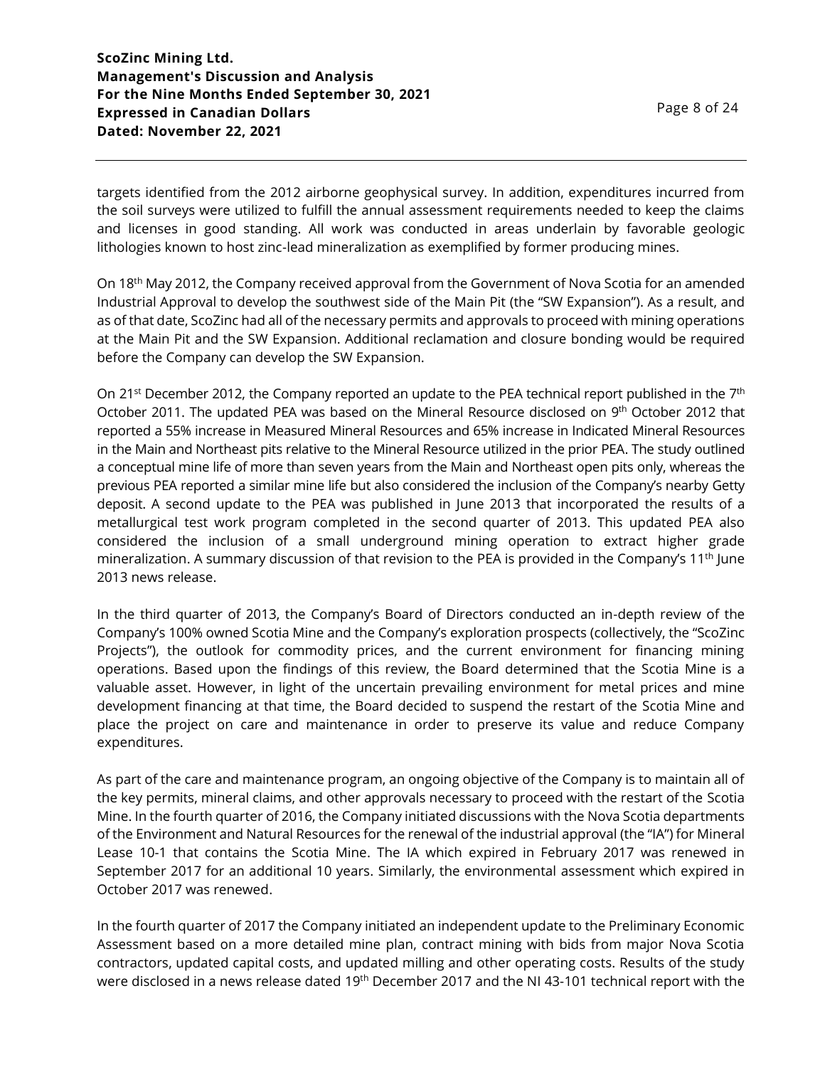targets identified from the 2012 airborne geophysical survey. In addition, expenditures incurred from the soil surveys were utilized to fulfill the annual assessment requirements needed to keep the claims and licenses in good standing. All work was conducted in areas underlain by favorable geologic lithologies known to host zinc-lead mineralization as exemplified by former producing mines.

On 18th May 2012, the Company received approval from the Government of Nova Scotia for an amended Industrial Approval to develop the southwest side of the Main Pit (the "SW Expansion"). As a result, and as of that date, ScoZinc had all of the necessary permits and approvals to proceed with mining operations at the Main Pit and the SW Expansion. Additional reclamation and closure bonding would be required before the Company can develop the SW Expansion.

On 21st December 2012, the Company reported an update to the PEA technical report published in the 7th October 2011. The updated PEA was based on the Mineral Resource disclosed on 9th October 2012 that reported a 55% increase in Measured Mineral Resources and 65% increase in Indicated Mineral Resources in the Main and Northeast pits relative to the Mineral Resource utilized in the prior PEA. The study outlined a conceptual mine life of more than seven years from the Main and Northeast open pits only, whereas the previous PEA reported a similar mine life but also considered the inclusion of the Company's nearby Getty deposit. A second update to the PEA was published in June 2013 that incorporated the results of a metallurgical test work program completed in the second quarter of 2013. This updated PEA also considered the inclusion of a small underground mining operation to extract higher grade mineralization. A summary discussion of that revision to the PEA is provided in the Company's 11th June 2013 news release.

In the third quarter of 2013, the Company's Board of Directors conducted an in-depth review of the Company's 100% owned Scotia Mine and the Company's exploration prospects (collectively, the "ScoZinc Projects"), the outlook for commodity prices, and the current environment for financing mining operations. Based upon the findings of this review, the Board determined that the Scotia Mine is a valuable asset. However, in light of the uncertain prevailing environment for metal prices and mine development financing at that time, the Board decided to suspend the restart of the Scotia Mine and place the project on care and maintenance in order to preserve its value and reduce Company expenditures.

As part of the care and maintenance program, an ongoing objective of the Company is to maintain all of the key permits, mineral claims, and other approvals necessary to proceed with the restart of the Scotia Mine. In the fourth quarter of 2016, the Company initiated discussions with the Nova Scotia departments of the Environment and Natural Resources for the renewal of the industrial approval (the "IA") for Mineral Lease 10-1 that contains the Scotia Mine. The IA which expired in February 2017 was renewed in September 2017 for an additional 10 years. Similarly, the environmental assessment which expired in October 2017 was renewed.

In the fourth quarter of 2017 the Company initiated an independent update to the Preliminary Economic Assessment based on a more detailed mine plan, contract mining with bids from major Nova Scotia contractors, updated capital costs, and updated milling and other operating costs. Results of the study were disclosed in a news release dated 19th December 2017 and the NI 43-101 technical report with the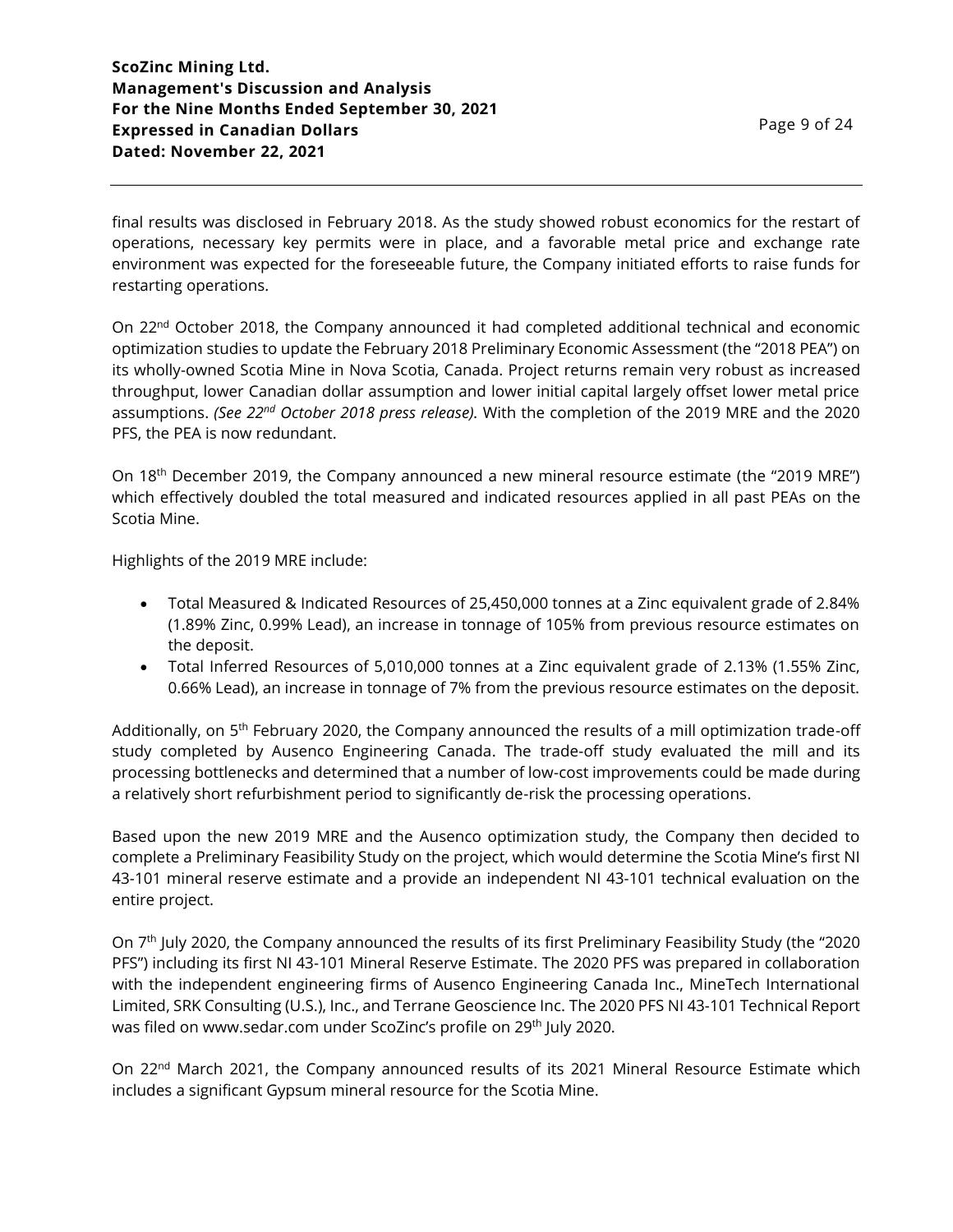final results was disclosed in February 2018. As the study showed robust economics for the restart of operations, necessary key permits were in place, and a favorable metal price and exchange rate environment was expected for the foreseeable future, the Company initiated efforts to raise funds for restarting operations.

On 22nd October 2018, the Company announced it had completed additional technical and economic optimization studies to update the February 2018 Preliminary Economic Assessment (the "2018 PEA") on its wholly-owned Scotia Mine in Nova Scotia, Canada. Project returns remain very robust as increased throughput, lower Canadian dollar assumption and lower initial capital largely offset lower metal price assumptions. *(See 22nd October 2018 press release).* With the completion of the 2019 MRE and the 2020 PFS, the PEA is now redundant.

On 18th December 2019, the Company announced a new mineral resource estimate (the "2019 MRE") which effectively doubled the total measured and indicated resources applied in all past PEAs on the Scotia Mine.

Highlights of the 2019 MRE include:

- Total Measured & Indicated Resources of 25,450,000 tonnes at a Zinc equivalent grade of 2.84% (1.89% Zinc, 0.99% Lead), an increase in tonnage of 105% from previous resource estimates on the deposit.
- Total Inferred Resources of 5,010,000 tonnes at a Zinc equivalent grade of 2.13% (1.55% Zinc, 0.66% Lead), an increase in tonnage of 7% from the previous resource estimates on the deposit.

Additionally, on 5th February 2020, the Company announced the results of a mill optimization trade-off study completed by Ausenco Engineering Canada. The trade-off study evaluated the mill and its processing bottlenecks and determined that a number of low-cost improvements could be made during a relatively short refurbishment period to significantly de-risk the processing operations.

Based upon the new 2019 MRE and the Ausenco optimization study, the Company then decided to complete a Preliminary Feasibility Study on the project, which would determine the Scotia Mine's first NI 43-101 mineral reserve estimate and a provide an independent NI 43-101 technical evaluation on the entire project.

On 7th July 2020, the Company announced the results of its first Preliminary Feasibility Study (the "2020 PFS") including its first NI 43-101 Mineral Reserve Estimate. The 2020 PFS was prepared in collaboration with the independent engineering firms of Ausenco Engineering Canada Inc., MineTech International Limited, SRK Consulting (U.S.), Inc., and Terrane Geoscience Inc. The 2020 PFS NI 43-101 Technical Report was filed on www.sedar.com under ScoZinc's profile on 29th July 2020.

On 22nd March 2021, the Company announced results of its 2021 Mineral Resource Estimate which includes a significant Gypsum mineral resource for the Scotia Mine.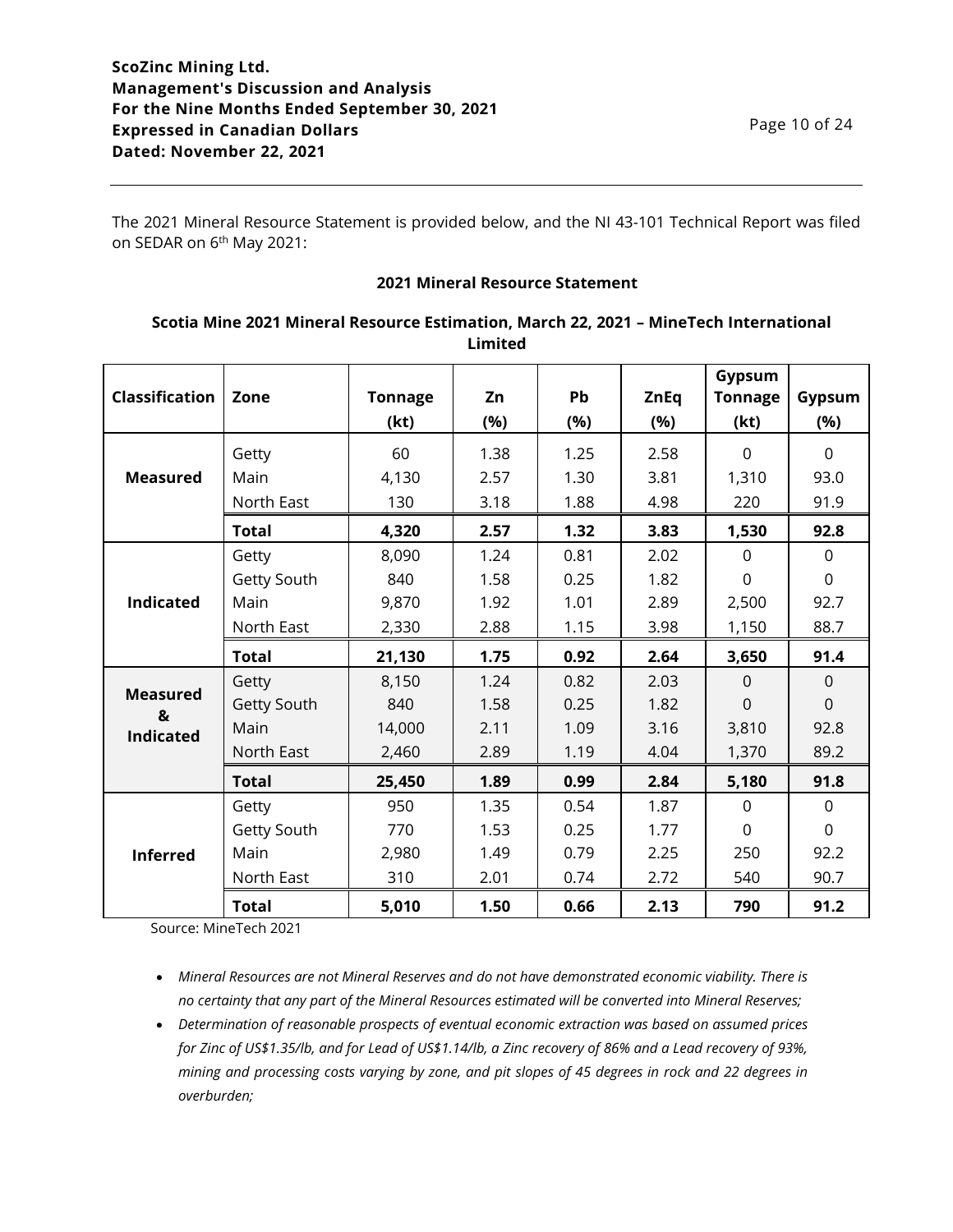The 2021 Mineral Resource Statement is provided below, and the NI 43-101 Technical Report was filed on SEDAR on 6th May 2021:

**2021 Mineral Resource Statement**

**Scotia Mine 2021 Mineral Resource Estimation, March 22, 2021 – MineTech International Limited**

| Classification | Zone | Tonnage (kt) | Zn (%) | Pb (%) | ZnEq (%) | Gypsum Tonnage (kt) | Gypsum (%) |
|---|---|---|---|---|---|---|---|
| **Measured** | Getty | 60 | 1.38 | 1.25 | 2.58 | 0 | 0 |
| | Main | 4,130 | 2.57 | 1.30 | 3.81 | 1,310 | 93.0 |
| | North East | 130 | 3.18 | 1.88 | 4.98 | 220 | 91.9 |
| | **Total** | **4,320** | **2.57** | **1.32** | **3.83** | **1,530** | **92.8** |
| **Indicated** | Getty | 8,090 | 1.24 | 0.81 | 2.02 | 0 | 0 |
| | Getty South | 840 | 1.58 | 0.25 | 1.82 | 0 | 0 |
| | Main | 9,870 | 1.92 | 1.01 | 2.89 | 2,500 | 92.7 |
| | North East | 2,330 | 2.88 | 1.15 | 3.98 | 1,150 | 88.7 |
| | **Total** | **21,130** | **1.75** | **0.92** | **2.64** | **3,650** | **91.4** |
| **Measured & Indicated** | Getty | 8,150 | 1.24 | 0.82 | 2.03 | 0 | 0 |
| | Getty South | 840 | 1.58 | 0.25 | 1.82 | 0 | 0 |
| | Main | 14,000 | 2.11 | 1.09 | 3.16 | 3,810 | 92.8 |
| | North East | 2,460 | 2.89 | 1.19 | 4.04 | 1,370 | 89.2 |
| | **Total** | **25,450** | **1.89** | **0.99** | **2.84** | **5,180** | **91.8** |
| **Inferred** | Getty | 950 | 1.35 | 0.54 | 1.87 | 0 | 0 |
| | Getty South | 770 | 1.53 | 0.25 | 1.77 | 0 | 0 |
| | Main | 2,980 | 1.49 | 0.79 | 2.25 | 250 | 92.2 |
| | North East | 310 | 2.01 | 0.74 | 2.72 | 540 | 90.7 |
| | **Total** | **5,010** | **1.50** | **0.66** | **2.13** | **790** | **91.2** |

Source: MineTech 2021

- *Mineral Resources are not Mineral Reserves and do not have demonstrated economic viability. There is no certainty that any part of the Mineral Resources estimated will be converted into Mineral Reserves;*
- *Determination of reasonable prospects of eventual economic extraction was based on assumed prices for Zinc of US$1.35/lb, and for Lead of US$1.14/lb, a Zinc recovery of 86% and a Lead recovery of 93%, mining and processing costs varying by zone, and pit slopes of 45 degrees in rock and 22 degrees in overburden;*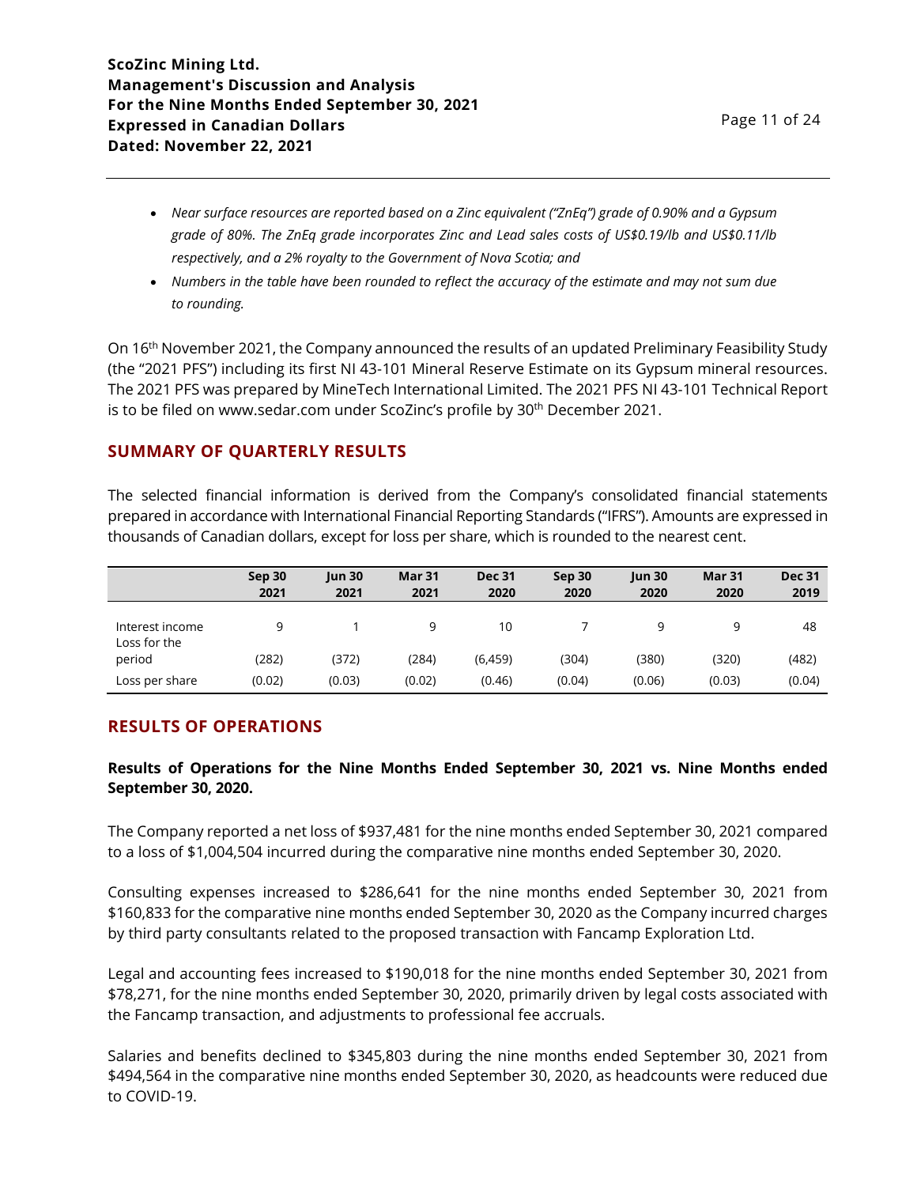- *Near surface resources are reported based on a Zinc equivalent ("ZnEq") grade of 0.90% and a Gypsum grade of 80%. The ZnEq grade incorporates Zinc and Lead sales costs of US$0.19/lb and US$0.11/lb respectively, and a 2% royalty to the Government of Nova Scotia; and*
- *Numbers in the table have been rounded to reflect the accuracy of the estimate and may not sum due to rounding.*

On 16th November 2021, the Company announced the results of an updated Preliminary Feasibility Study (the "2021 PFS") including its first NI 43-101 Mineral Reserve Estimate on its Gypsum mineral resources. The 2021 PFS was prepared by MineTech International Limited. The 2021 PFS NI 43-101 Technical Report is to be filed on www.sedar.com under ScoZinc's profile by 30th December 2021.

## SUMMARY OF QUARTERLY RESULTS

The selected financial information is derived from the Company's consolidated financial statements prepared in accordance with International Financial Reporting Standards ("IFRS"). Amounts are expressed in thousands of Canadian dollars, except for loss per share, which is rounded to the nearest cent.

| | Sep 30 2021 | Jun 30 2021 | Mar 31 2021 | Dec 31 2020 | Sep 30 2020 | Jun 30 2020 | Mar 31 2020 | Dec 31 2019 |
|---|---|---|---|---|---|---|---|---|
| Interest income | 9 | 1 | 9 | 10 | 7 | 9 | 9 | 48 |
| Loss for the period | (282) | (372) | (284) | (6,459) | (304) | (380) | (320) | (482) |
| Loss per share | (0.02) | (0.03) | (0.02) | (0.46) | (0.04) | (0.06) | (0.03) | (0.04) |

## RESULTS OF OPERATIONS

### Results of Operations for the Nine Months Ended September 30, 2021 vs. Nine Months ended September 30, 2020.

The Company reported a net loss of $937,481 for the nine months ended September 30, 2021 compared to a loss of $1,004,504 incurred during the comparative nine months ended September 30, 2020.

Consulting expenses increased to $286,641 for the nine months ended September 30, 2021 from $160,833 for the comparative nine months ended September 30, 2020 as the Company incurred charges by third party consultants related to the proposed transaction with Fancamp Exploration Ltd.

Legal and accounting fees increased to $190,018 for the nine months ended September 30, 2021 from $78,271, for the nine months ended September 30, 2020, primarily driven by legal costs associated with the Fancamp transaction, and adjustments to professional fee accruals.

Salaries and benefits declined to $345,803 during the nine months ended September 30, 2021 from $494,564 in the comparative nine months ended September 30, 2020, as headcounts were reduced due to COVID-19.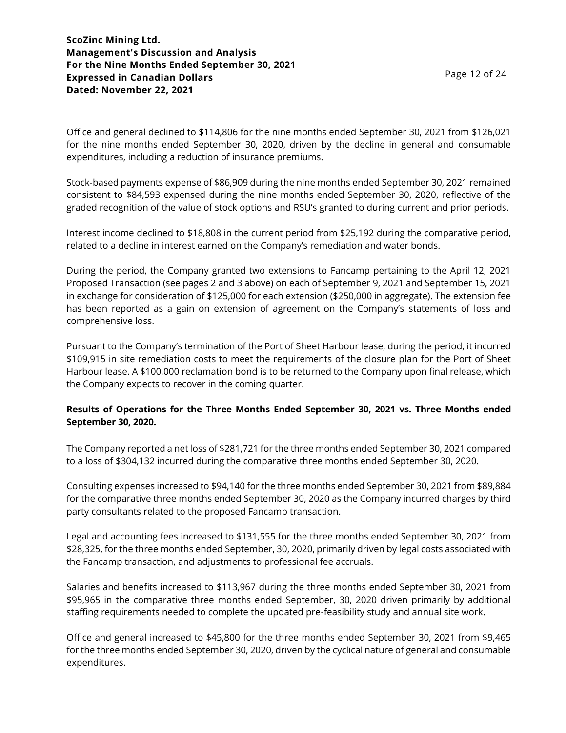Office and general declined to $114,806 for the nine months ended September 30, 2021 from $126,021 for the nine months ended September 30, 2020, driven by the decline in general and consumable expenditures, including a reduction of insurance premiums.

Stock-based payments expense of $86,909 during the nine months ended September 30, 2021 remained consistent to $84,593 expensed during the nine months ended September 30, 2020, reflective of the graded recognition of the value of stock options and RSU's granted to during current and prior periods.

Interest income declined to $18,808 in the current period from $25,192 during the comparative period, related to a decline in interest earned on the Company's remediation and water bonds.

During the period, the Company granted two extensions to Fancamp pertaining to the April 12, 2021 Proposed Transaction (see pages 2 and 3 above) on each of September 9, 2021 and September 15, 2021 in exchange for consideration of $125,000 for each extension ($250,000 in aggregate). The extension fee has been reported as a gain on extension of agreement on the Company's statements of loss and comprehensive loss.

Pursuant to the Company's termination of the Port of Sheet Harbour lease, during the period, it incurred $109,915 in site remediation costs to meet the requirements of the closure plan for the Port of Sheet Harbour lease. A $100,000 reclamation bond is to be returned to the Company upon final release, which the Company expects to recover in the coming quarter.

**Results of Operations for the Three Months Ended September 30, 2021 vs. Three Months ended September 30, 2020.**

The Company reported a net loss of $281,721 for the three months ended September 30, 2021 compared to a loss of $304,132 incurred during the comparative three months ended September 30, 2020.

Consulting expenses increased to $94,140 for the three months ended September 30, 2021 from $89,884 for the comparative three months ended September 30, 2020 as the Company incurred charges by third party consultants related to the proposed Fancamp transaction.

Legal and accounting fees increased to $131,555 for the three months ended September 30, 2021 from $28,325, for the three months ended September, 30, 2020, primarily driven by legal costs associated with the Fancamp transaction, and adjustments to professional fee accruals.

Salaries and benefits increased to $113,967 during the three months ended September 30, 2021 from $95,965 in the comparative three months ended September, 30, 2020 driven primarily by additional staffing requirements needed to complete the updated pre-feasibility study and annual site work.

Office and general increased to $45,800 for the three months ended September 30, 2021 from $9,465 for the three months ended September 30, 2020, driven by the cyclical nature of general and consumable expenditures.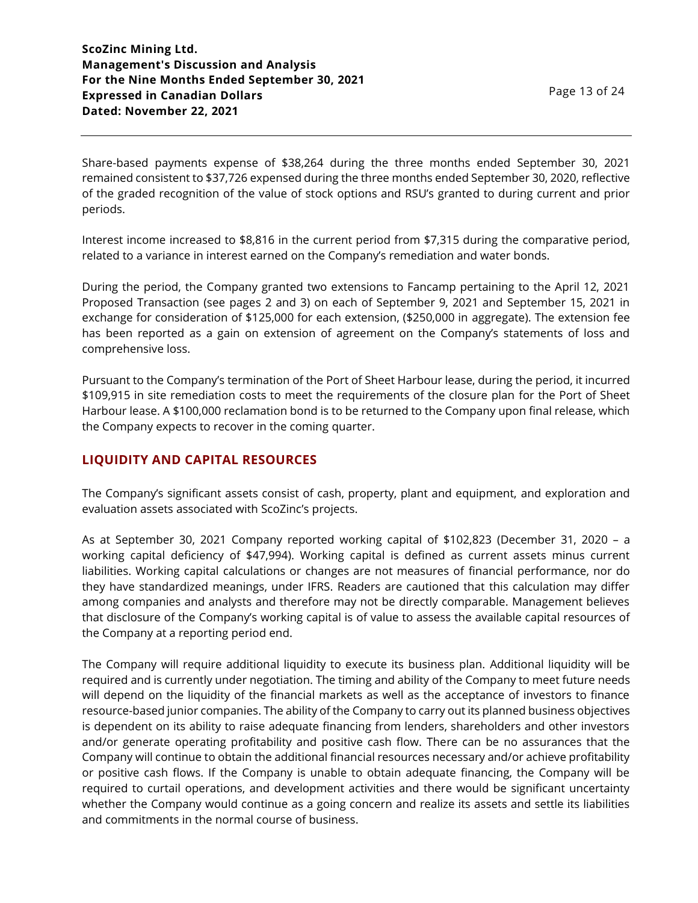Share-based payments expense of $38,264 during the three months ended September 30, 2021 remained consistent to $37,726 expensed during the three months ended September 30, 2020, reflective of the graded recognition of the value of stock options and RSU's granted to during current and prior periods.

Interest income increased to $8,816 in the current period from $7,315 during the comparative period, related to a variance in interest earned on the Company's remediation and water bonds.

During the period, the Company granted two extensions to Fancamp pertaining to the April 12, 2021 Proposed Transaction (see pages 2 and 3) on each of September 9, 2021 and September 15, 2021 in exchange for consideration of $125,000 for each extension, ($250,000 in aggregate). The extension fee has been reported as a gain on extension of agreement on the Company's statements of loss and comprehensive loss.

Pursuant to the Company's termination of the Port of Sheet Harbour lease, during the period, it incurred $109,915 in site remediation costs to meet the requirements of the closure plan for the Port of Sheet Harbour lease. A $100,000 reclamation bond is to be returned to the Company upon final release, which the Company expects to recover in the coming quarter.

## LIQUIDITY AND CAPITAL RESOURCES

The Company's significant assets consist of cash, property, plant and equipment, and exploration and evaluation assets associated with ScoZinc's projects.

As at September 30, 2021 Company reported working capital of $102,823 (December 31, 2020 – a working capital deficiency of $47,994). Working capital is defined as current assets minus current liabilities. Working capital calculations or changes are not measures of financial performance, nor do they have standardized meanings, under IFRS. Readers are cautioned that this calculation may differ among companies and analysts and therefore may not be directly comparable. Management believes that disclosure of the Company's working capital is of value to assess the available capital resources of the Company at a reporting period end.

The Company will require additional liquidity to execute its business plan. Additional liquidity will be required and is currently under negotiation. The timing and ability of the Company to meet future needs will depend on the liquidity of the financial markets as well as the acceptance of investors to finance resource-based junior companies. The ability of the Company to carry out its planned business objectives is dependent on its ability to raise adequate financing from lenders, shareholders and other investors and/or generate operating profitability and positive cash flow. There can be no assurances that the Company will continue to obtain the additional financial resources necessary and/or achieve profitability or positive cash flows. If the Company is unable to obtain adequate financing, the Company will be required to curtail operations, and development activities and there would be significant uncertainty whether the Company would continue as a going concern and realize its assets and settle its liabilities and commitments in the normal course of business.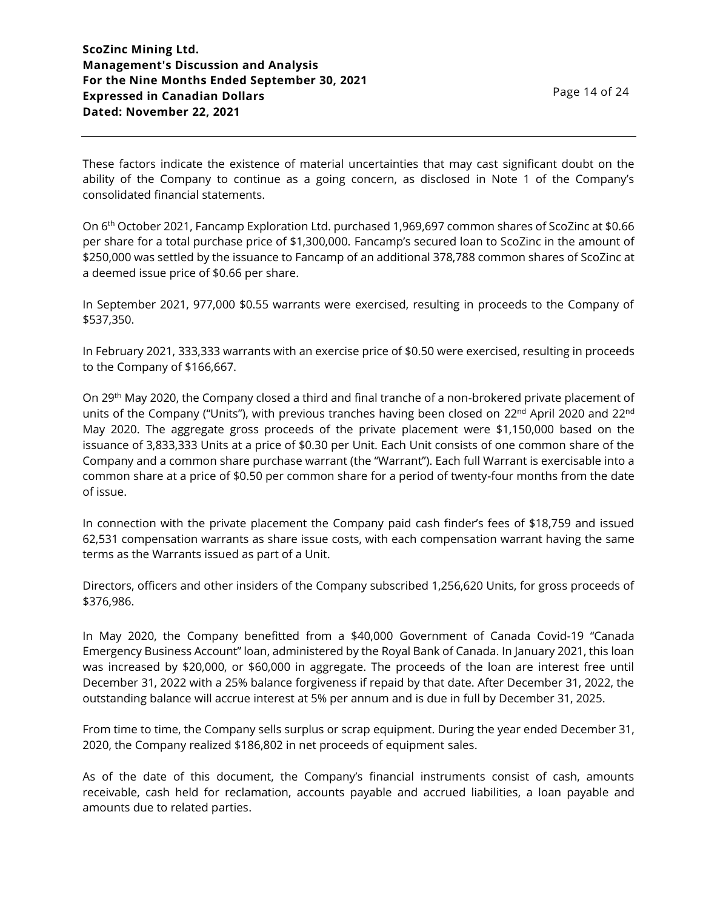These factors indicate the existence of material uncertainties that may cast significant doubt on the ability of the Company to continue as a going concern, as disclosed in Note 1 of the Company's consolidated financial statements.

On 6th October 2021, Fancamp Exploration Ltd. purchased 1,969,697 common shares of ScoZinc at $0.66 per share for a total purchase price of $1,300,000. Fancamp's secured loan to ScoZinc in the amount of $250,000 was settled by the issuance to Fancamp of an additional 378,788 common shares of ScoZinc at a deemed issue price of $0.66 per share.

In September 2021, 977,000 $0.55 warrants were exercised, resulting in proceeds to the Company of $537,350.

In February 2021, 333,333 warrants with an exercise price of $0.50 were exercised, resulting in proceeds to the Company of $166,667.

On 29th May 2020, the Company closed a third and final tranche of a non-brokered private placement of units of the Company ("Units"), with previous tranches having been closed on 22nd April 2020 and 22nd May 2020. The aggregate gross proceeds of the private placement were $1,150,000 based on the issuance of 3,833,333 Units at a price of $0.30 per Unit. Each Unit consists of one common share of the Company and a common share purchase warrant (the "Warrant"). Each full Warrant is exercisable into a common share at a price of $0.50 per common share for a period of twenty-four months from the date of issue.

In connection with the private placement the Company paid cash finder's fees of $18,759 and issued 62,531 compensation warrants as share issue costs, with each compensation warrant having the same terms as the Warrants issued as part of a Unit.

Directors, officers and other insiders of the Company subscribed 1,256,620 Units, for gross proceeds of $376,986.

In May 2020, the Company benefitted from a $40,000 Government of Canada Covid-19 "Canada Emergency Business Account" loan, administered by the Royal Bank of Canada. In January 2021, this loan was increased by $20,000, or $60,000 in aggregate. The proceeds of the loan are interest free until December 31, 2022 with a 25% balance forgiveness if repaid by that date. After December 31, 2022, the outstanding balance will accrue interest at 5% per annum and is due in full by December 31, 2025.

From time to time, the Company sells surplus or scrap equipment. During the year ended December 31, 2020, the Company realized $186,802 in net proceeds of equipment sales.

As of the date of this document, the Company's financial instruments consist of cash, amounts receivable, cash held for reclamation, accounts payable and accrued liabilities, a loan payable and amounts due to related parties.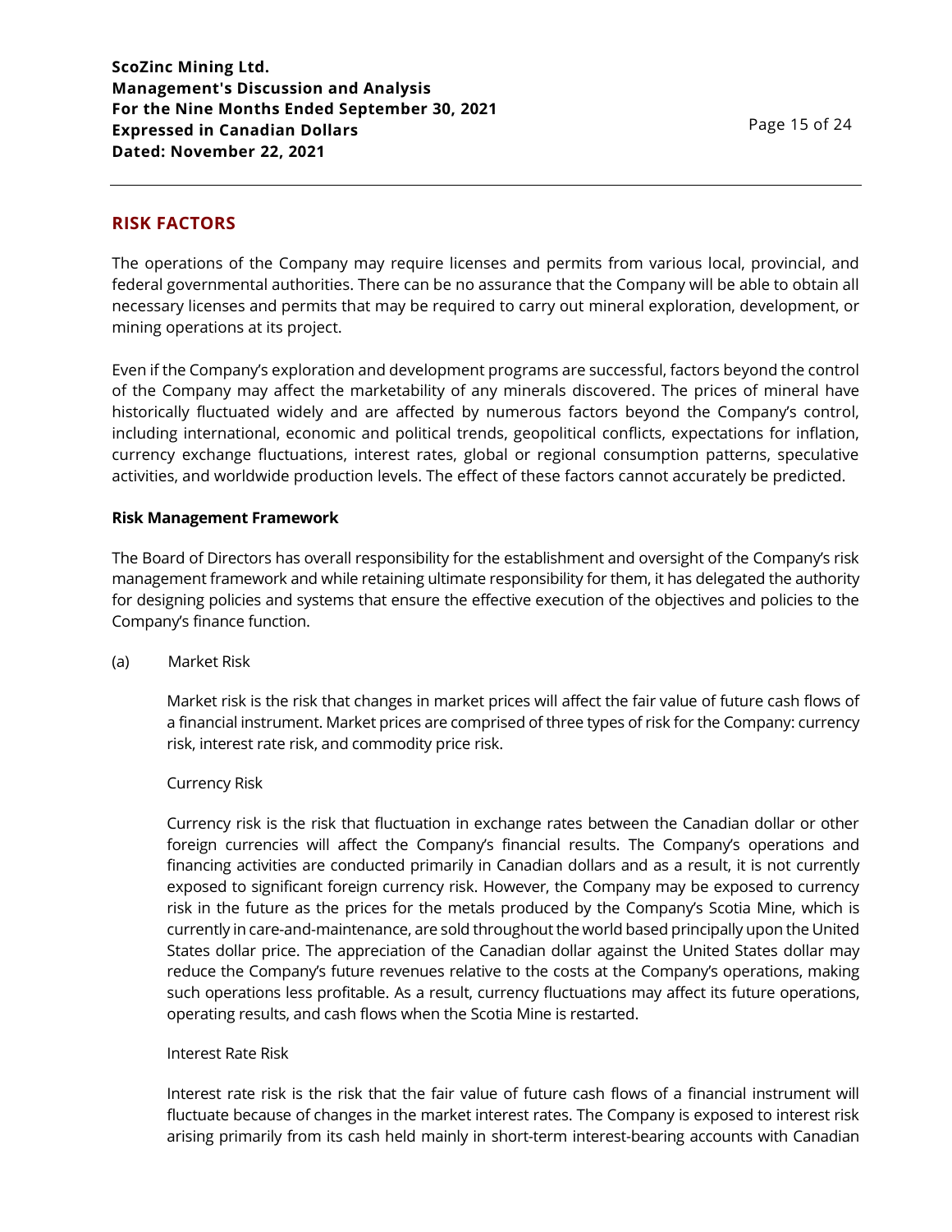## RISK FACTORS

The operations of the Company may require licenses and permits from various local, provincial, and federal governmental authorities. There can be no assurance that the Company will be able to obtain all necessary licenses and permits that may be required to carry out mineral exploration, development, or mining operations at its project.

Even if the Company's exploration and development programs are successful, factors beyond the control of the Company may affect the marketability of any minerals discovered. The prices of mineral have historically fluctuated widely and are affected by numerous factors beyond the Company's control, including international, economic and political trends, geopolitical conflicts, expectations for inflation, currency exchange fluctuations, interest rates, global or regional consumption patterns, speculative activities, and worldwide production levels. The effect of these factors cannot accurately be predicted.

**Risk Management Framework**

The Board of Directors has overall responsibility for the establishment and oversight of the Company's risk management framework and while retaining ultimate responsibility for them, it has delegated the authority for designing policies and systems that ensure the effective execution of the objectives and policies to the Company's finance function.

(a) Market Risk

Market risk is the risk that changes in market prices will affect the fair value of future cash flows of a financial instrument. Market prices are comprised of three types of risk for the Company: currency risk, interest rate risk, and commodity price risk.

Currency Risk

Currency risk is the risk that fluctuation in exchange rates between the Canadian dollar or other foreign currencies will affect the Company's financial results. The Company's operations and financing activities are conducted primarily in Canadian dollars and as a result, it is not currently exposed to significant foreign currency risk. However, the Company may be exposed to currency risk in the future as the prices for the metals produced by the Company's Scotia Mine, which is currently in care-and-maintenance, are sold throughout the world based principally upon the United States dollar price. The appreciation of the Canadian dollar against the United States dollar may reduce the Company's future revenues relative to the costs at the Company's operations, making such operations less profitable. As a result, currency fluctuations may affect its future operations, operating results, and cash flows when the Scotia Mine is restarted.

Interest Rate Risk

Interest rate risk is the risk that the fair value of future cash flows of a financial instrument will fluctuate because of changes in the market interest rates. The Company is exposed to interest risk arising primarily from its cash held mainly in short-term interest-bearing accounts with Canadian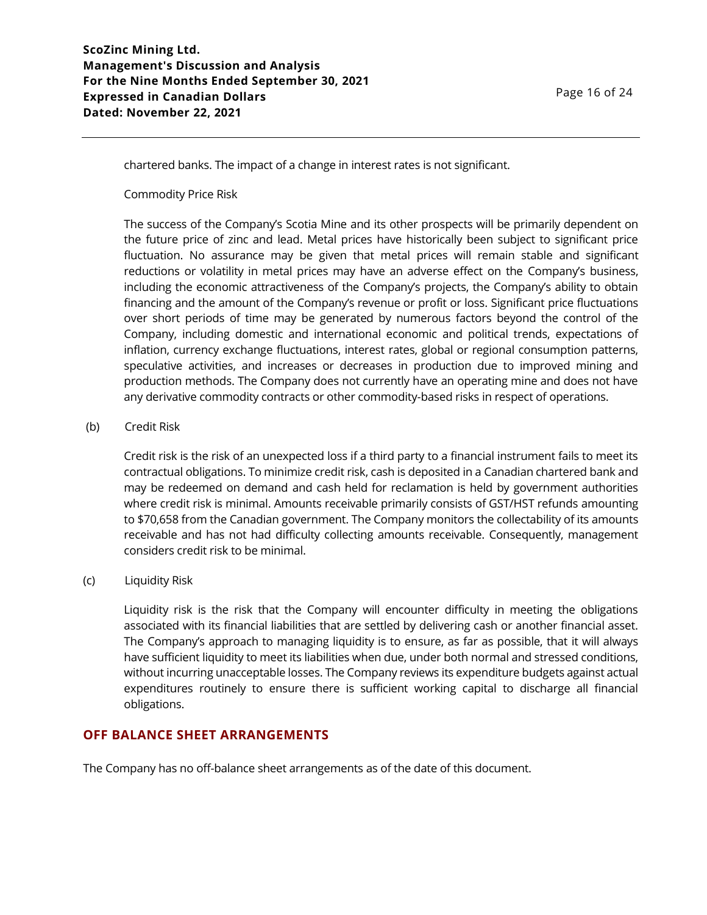chartered banks. The impact of a change in interest rates is not significant.

Commodity Price Risk

The success of the Company's Scotia Mine and its other prospects will be primarily dependent on the future price of zinc and lead. Metal prices have historically been subject to significant price fluctuation. No assurance may be given that metal prices will remain stable and significant reductions or volatility in metal prices may have an adverse effect on the Company's business, including the economic attractiveness of the Company's projects, the Company's ability to obtain financing and the amount of the Company's revenue or profit or loss. Significant price fluctuations over short periods of time may be generated by numerous factors beyond the control of the Company, including domestic and international economic and political trends, expectations of inflation, currency exchange fluctuations, interest rates, global or regional consumption patterns, speculative activities, and increases or decreases in production due to improved mining and production methods. The Company does not currently have an operating mine and does not have any derivative commodity contracts or other commodity-based risks in respect of operations.

(b) Credit Risk

Credit risk is the risk of an unexpected loss if a third party to a financial instrument fails to meet its contractual obligations. To minimize credit risk, cash is deposited in a Canadian chartered bank and may be redeemed on demand and cash held for reclamation is held by government authorities where credit risk is minimal. Amounts receivable primarily consists of GST/HST refunds amounting to $70,658 from the Canadian government. The Company monitors the collectability of its amounts receivable and has not had difficulty collecting amounts receivable. Consequently, management considers credit risk to be minimal.

(c) Liquidity Risk

Liquidity risk is the risk that the Company will encounter difficulty in meeting the obligations associated with its financial liabilities that are settled by delivering cash or another financial asset. The Company's approach to managing liquidity is to ensure, as far as possible, that it will always have sufficient liquidity to meet its liabilities when due, under both normal and stressed conditions, without incurring unacceptable losses. The Company reviews its expenditure budgets against actual expenditures routinely to ensure there is sufficient working capital to discharge all financial obligations.

## OFF BALANCE SHEET ARRANGEMENTS

The Company has no off-balance sheet arrangements as of the date of this document.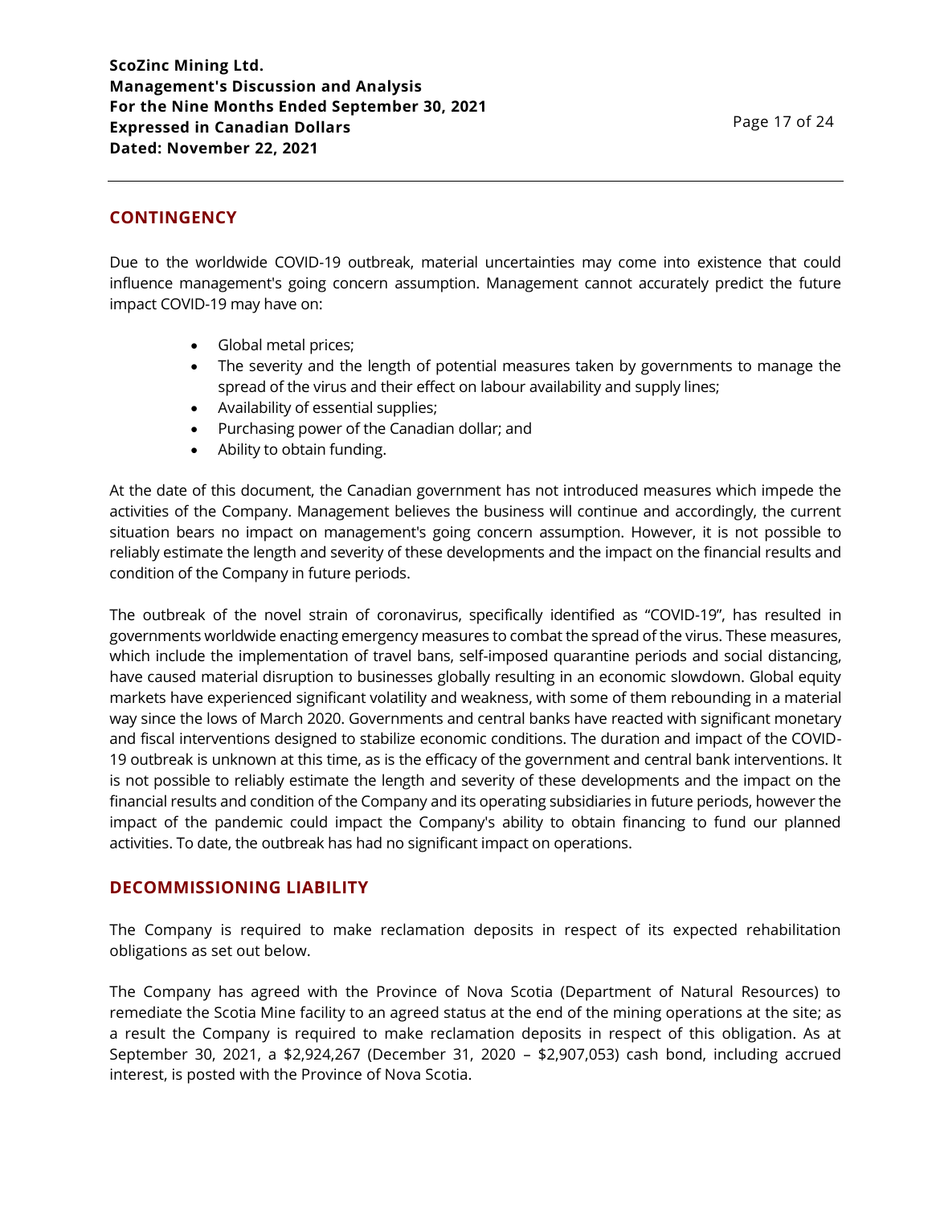## CONTINGENCY

Due to the worldwide COVID-19 outbreak, material uncertainties may come into existence that could influence management's going concern assumption. Management cannot accurately predict the future impact COVID-19 may have on:

- Global metal prices;
- The severity and the length of potential measures taken by governments to manage the spread of the virus and their effect on labour availability and supply lines;
- Availability of essential supplies;
- Purchasing power of the Canadian dollar; and
- Ability to obtain funding.

At the date of this document, the Canadian government has not introduced measures which impede the activities of the Company. Management believes the business will continue and accordingly, the current situation bears no impact on management's going concern assumption. However, it is not possible to reliably estimate the length and severity of these developments and the impact on the financial results and condition of the Company in future periods.

The outbreak of the novel strain of coronavirus, specifically identified as "COVID-19", has resulted in governments worldwide enacting emergency measures to combat the spread of the virus. These measures, which include the implementation of travel bans, self-imposed quarantine periods and social distancing, have caused material disruption to businesses globally resulting in an economic slowdown. Global equity markets have experienced significant volatility and weakness, with some of them rebounding in a material way since the lows of March 2020. Governments and central banks have reacted with significant monetary and fiscal interventions designed to stabilize economic conditions. The duration and impact of the COVID-19 outbreak is unknown at this time, as is the efficacy of the government and central bank interventions. It is not possible to reliably estimate the length and severity of these developments and the impact on the financial results and condition of the Company and its operating subsidiaries in future periods, however the impact of the pandemic could impact the Company's ability to obtain financing to fund our planned activities. To date, the outbreak has had no significant impact on operations.

## DECOMMISSIONING LIABILITY

The Company is required to make reclamation deposits in respect of its expected rehabilitation obligations as set out below.

The Company has agreed with the Province of Nova Scotia (Department of Natural Resources) to remediate the Scotia Mine facility to an agreed status at the end of the mining operations at the site; as a result the Company is required to make reclamation deposits in respect of this obligation. As at September 30, 2021, a $2,924,267 (December 31, 2020 – $2,907,053) cash bond, including accrued interest, is posted with the Province of Nova Scotia.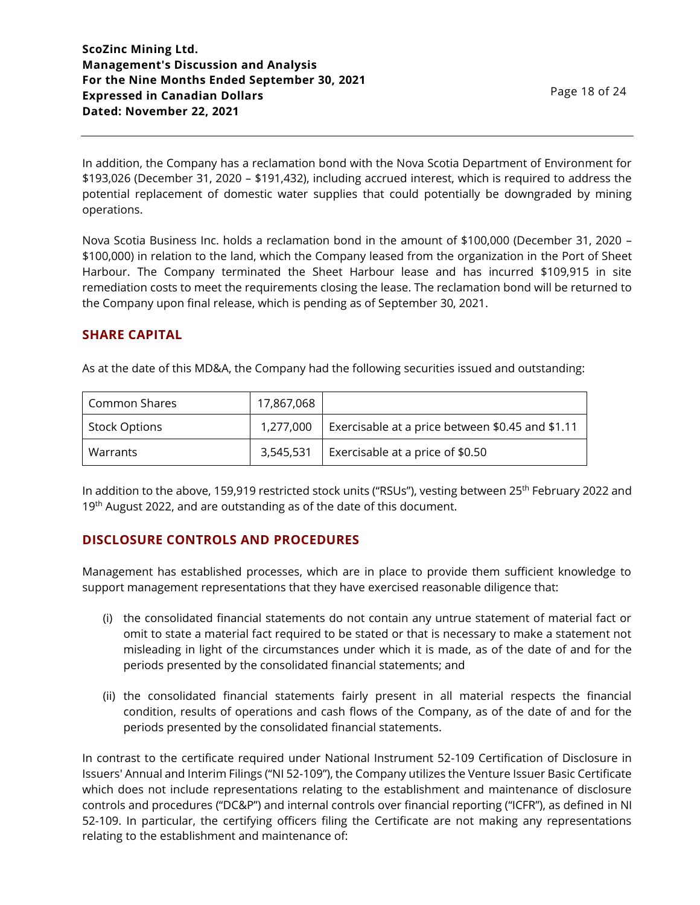In addition, the Company has a reclamation bond with the Nova Scotia Department of Environment for \$193,026 (December 31, 2020 – \$191,432), including accrued interest, which is required to address the potential replacement of domestic water supplies that could potentially be downgraded by mining operations.

Nova Scotia Business Inc. holds a reclamation bond in the amount of \$100,000 (December 31, 2020 – \$100,000) in relation to the land, which the Company leased from the organization in the Port of Sheet Harbour. The Company terminated the Sheet Harbour lease and has incurred \$109,915 in site remediation costs to meet the requirements closing the lease. The reclamation bond will be returned to the Company upon final release, which is pending as of September 30, 2021.

## SHARE CAPITAL

As at the date of this MD&A, the Company had the following securities issued and outstanding:

| Common Shares | 17,867,068 | |
|---|---|---|
| Stock Options | 1,277,000 | Exercisable at a price between \$0.45 and \$1.11 |
| Warrants | 3,545,531 | Exercisable at a price of \$0.50 |

In addition to the above, 159,919 restricted stock units ("RSUs"), vesting between 25th February 2022 and 19th August 2022, and are outstanding as of the date of this document.

## DISCLOSURE CONTROLS AND PROCEDURES

Management has established processes, which are in place to provide them sufficient knowledge to support management representations that they have exercised reasonable diligence that:

(i) the consolidated financial statements do not contain any untrue statement of material fact or omit to state a material fact required to be stated or that is necessary to make a statement not misleading in light of the circumstances under which it is made, as of the date of and for the periods presented by the consolidated financial statements; and

(ii) the consolidated financial statements fairly present in all material respects the financial condition, results of operations and cash flows of the Company, as of the date of and for the periods presented by the consolidated financial statements.

In contrast to the certificate required under National Instrument 52-109 Certification of Disclosure in Issuers' Annual and Interim Filings ("NI 52-109"), the Company utilizes the Venture Issuer Basic Certificate which does not include representations relating to the establishment and maintenance of disclosure controls and procedures ("DC&P") and internal controls over financial reporting ("ICFR"), as defined in NI 52-109. In particular, the certifying officers filing the Certificate are not making any representations relating to the establishment and maintenance of: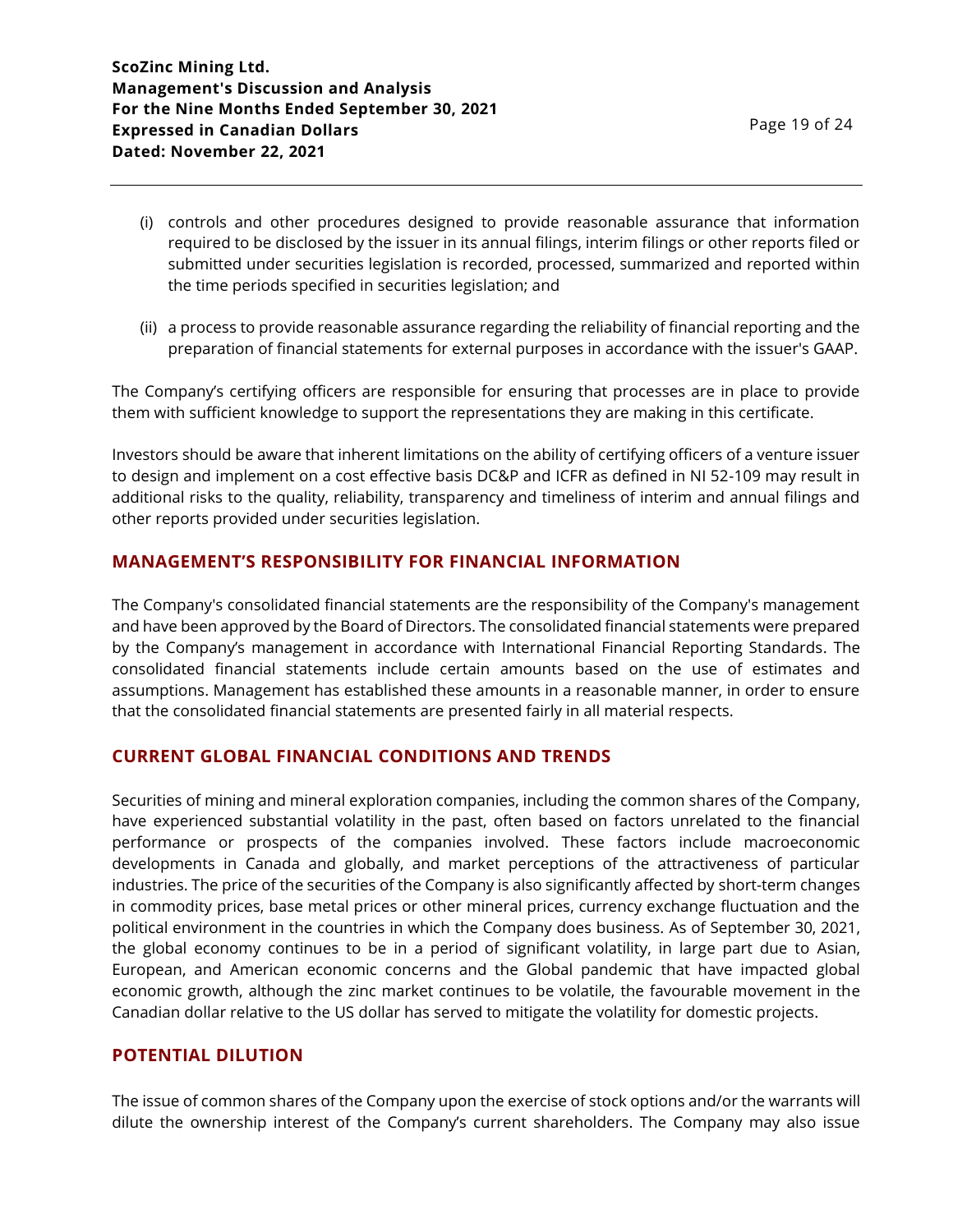(i) controls and other procedures designed to provide reasonable assurance that information required to be disclosed by the issuer in its annual filings, interim filings or other reports filed or submitted under securities legislation is recorded, processed, summarized and reported within the time periods specified in securities legislation; and

(ii) a process to provide reasonable assurance regarding the reliability of financial reporting and the preparation of financial statements for external purposes in accordance with the issuer's GAAP.

The Company's certifying officers are responsible for ensuring that processes are in place to provide them with sufficient knowledge to support the representations they are making in this certificate.

Investors should be aware that inherent limitations on the ability of certifying officers of a venture issuer to design and implement on a cost effective basis DC&P and ICFR as defined in NI 52-109 may result in additional risks to the quality, reliability, transparency and timeliness of interim and annual filings and other reports provided under securities legislation.

## MANAGEMENT'S RESPONSIBILITY FOR FINANCIAL INFORMATION

The Company's consolidated financial statements are the responsibility of the Company's management and have been approved by the Board of Directors. The consolidated financial statements were prepared by the Company's management in accordance with International Financial Reporting Standards. The consolidated financial statements include certain amounts based on the use of estimates and assumptions. Management has established these amounts in a reasonable manner, in order to ensure that the consolidated financial statements are presented fairly in all material respects.

## CURRENT GLOBAL FINANCIAL CONDITIONS AND TRENDS

Securities of mining and mineral exploration companies, including the common shares of the Company, have experienced substantial volatility in the past, often based on factors unrelated to the financial performance or prospects of the companies involved. These factors include macroeconomic developments in Canada and globally, and market perceptions of the attractiveness of particular industries. The price of the securities of the Company is also significantly affected by short-term changes in commodity prices, base metal prices or other mineral prices, currency exchange fluctuation and the political environment in the countries in which the Company does business. As of September 30, 2021, the global economy continues to be in a period of significant volatility, in large part due to Asian, European, and American economic concerns and the Global pandemic that have impacted global economic growth, although the zinc market continues to be volatile, the favourable movement in the Canadian dollar relative to the US dollar has served to mitigate the volatility for domestic projects.

## POTENTIAL DILUTION

The issue of common shares of the Company upon the exercise of stock options and/or the warrants will dilute the ownership interest of the Company's current shareholders. The Company may also issue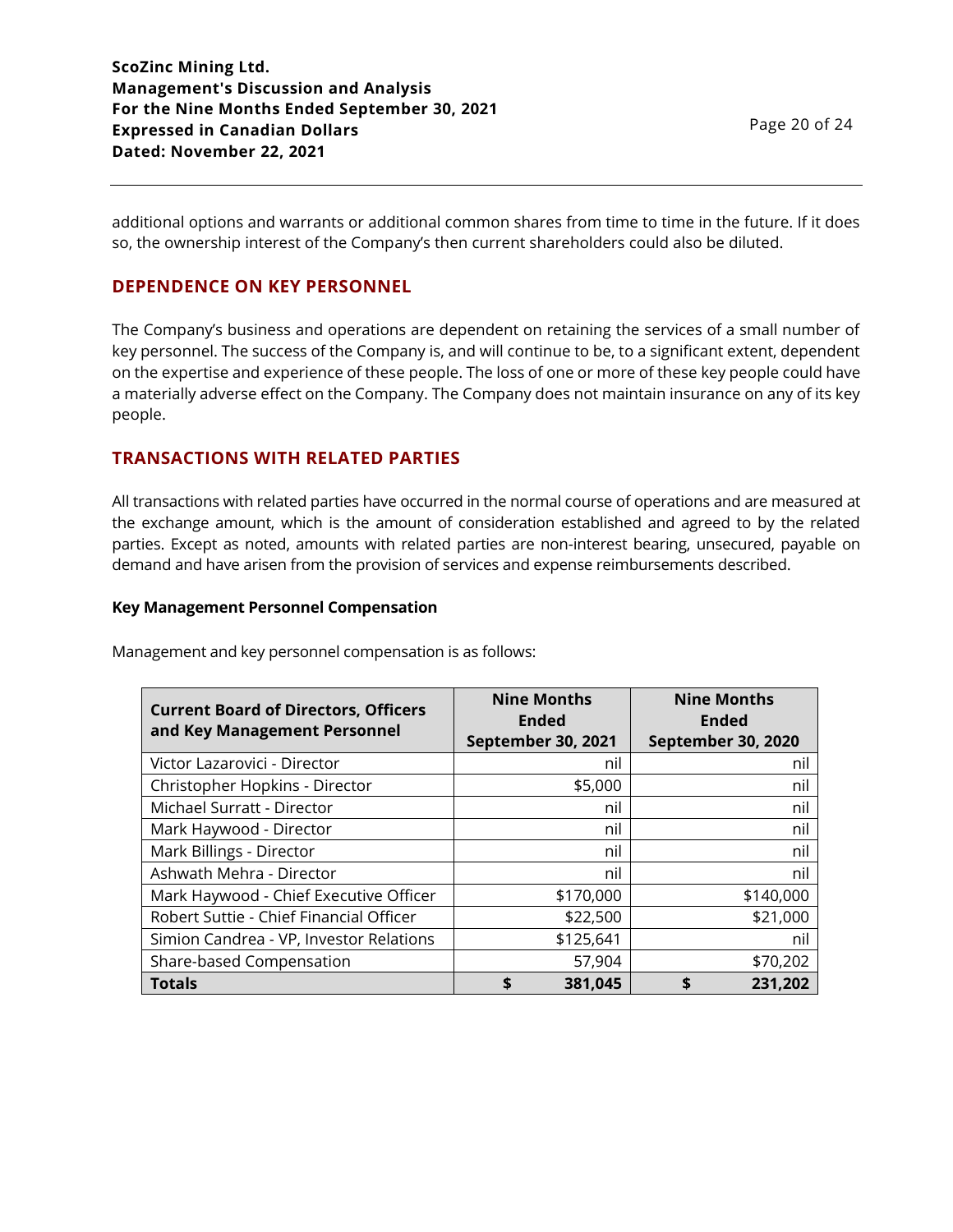additional options and warrants or additional common shares from time to time in the future. If it does so, the ownership interest of the Company's then current shareholders could also be diluted.

## DEPENDENCE ON KEY PERSONNEL

The Company's business and operations are dependent on retaining the services of a small number of key personnel. The success of the Company is, and will continue to be, to a significant extent, dependent on the expertise and experience of these people. The loss of one or more of these key people could have a materially adverse effect on the Company. The Company does not maintain insurance on any of its key people.

## TRANSACTIONS WITH RELATED PARTIES

All transactions with related parties have occurred in the normal course of operations and are measured at the exchange amount, which is the amount of consideration established and agreed to by the related parties. Except as noted, amounts with related parties are non-interest bearing, unsecured, payable on demand and have arisen from the provision of services and expense reimbursements described.

**Key Management Personnel Compensation**

Management and key personnel compensation is as follows:

| Current Board of Directors, Officers and Key Management Personnel | Nine Months Ended September 30, 2021 | Nine Months Ended September 30, 2020 |
|---|---|---|
| Victor Lazarovici - Director | nil | nil |
| Christopher Hopkins - Director | $5,000 | nil |
| Michael Surratt - Director | nil | nil |
| Mark Haywood - Director | nil | nil |
| Mark Billings - Director | nil | nil |
| Ashwath Mehra - Director | nil | nil |
| Mark Haywood - Chief Executive Officer | $170,000 | $140,000 |
| Robert Suttie - Chief Financial Officer | $22,500 | $21,000 |
| Simion Candrea - VP, Investor Relations | $125,641 | nil |
| Share-based Compensation | 57,904 | $70,202 |
| **Totals** | **$ 381,045** | **$ 231,202** |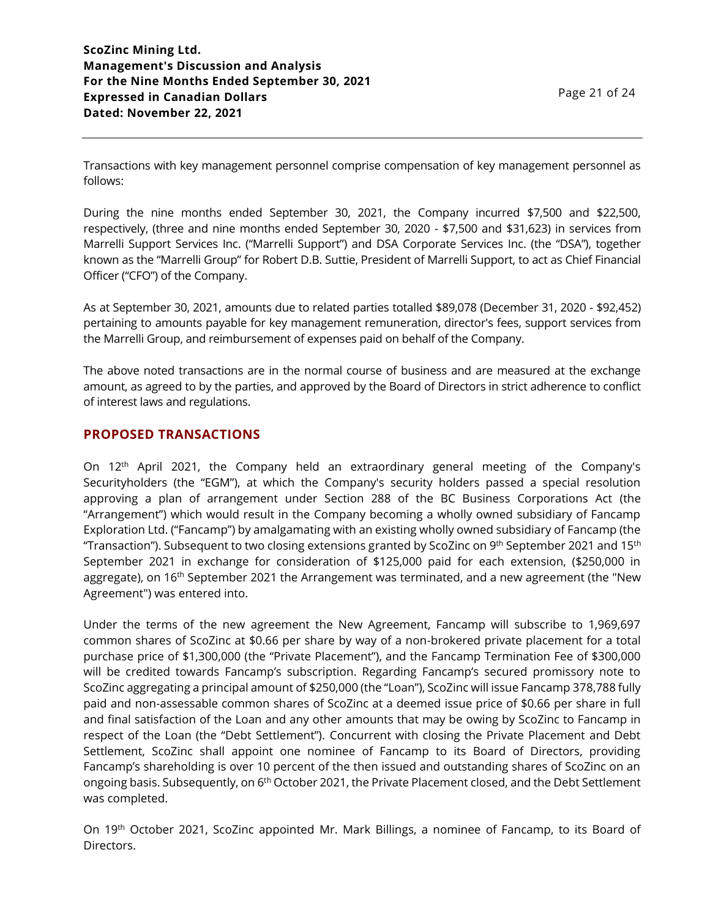Transactions with key management personnel comprise compensation of key management personnel as follows:

During the nine months ended September 30, 2021, the Company incurred $7,500 and $22,500, respectively, (three and nine months ended September 30, 2020 - $7,500 and $31,623) in services from Marrelli Support Services Inc. ("Marrelli Support") and DSA Corporate Services Inc. (the "DSA"), together known as the "Marrelli Group" for Robert D.B. Suttie, President of Marrelli Support, to act as Chief Financial Officer ("CFO") of the Company.

As at September 30, 2021, amounts due to related parties totalled $89,078 (December 31, 2020 - $92,452) pertaining to amounts payable for key management remuneration, director's fees, support services from the Marrelli Group, and reimbursement of expenses paid on behalf of the Company.

The above noted transactions are in the normal course of business and are measured at the exchange amount, as agreed to by the parties, and approved by the Board of Directors in strict adherence to conflict of interest laws and regulations.

## PROPOSED TRANSACTIONS

On 12th April 2021, the Company held an extraordinary general meeting of the Company's Securityholders (the "EGM"), at which the Company's security holders passed a special resolution approving a plan of arrangement under Section 288 of the BC Business Corporations Act (the "Arrangement") which would result in the Company becoming a wholly owned subsidiary of Fancamp Exploration Ltd. ("Fancamp") by amalgamating with an existing wholly owned subsidiary of Fancamp (the "Transaction"). Subsequent to two closing extensions granted by ScoZinc on 9th September 2021 and 15th September 2021 in exchange for consideration of $125,000 paid for each extension, ($250,000 in aggregate), on 16th September 2021 the Arrangement was terminated, and a new agreement (the "New Agreement") was entered into.

Under the terms of the new agreement the New Agreement, Fancamp will subscribe to 1,969,697 common shares of ScoZinc at $0.66 per share by way of a non-brokered private placement for a total purchase price of $1,300,000 (the "Private Placement"), and the Fancamp Termination Fee of $300,000 will be credited towards Fancamp's subscription. Regarding Fancamp's secured promissory note to ScoZinc aggregating a principal amount of $250,000 (the "Loan"), ScoZinc will issue Fancamp 378,788 fully paid and non-assessable common shares of ScoZinc at a deemed issue price of $0.66 per share in full and final satisfaction of the Loan and any other amounts that may be owing by ScoZinc to Fancamp in respect of the Loan (the "Debt Settlement"). Concurrent with closing the Private Placement and Debt Settlement, ScoZinc shall appoint one nominee of Fancamp to its Board of Directors, providing Fancamp's shareholding is over 10 percent of the then issued and outstanding shares of ScoZinc on an ongoing basis. Subsequently, on 6th October 2021, the Private Placement closed, and the Debt Settlement was completed.

On 19th October 2021, ScoZinc appointed Mr. Mark Billings, a nominee of Fancamp, to its Board of Directors.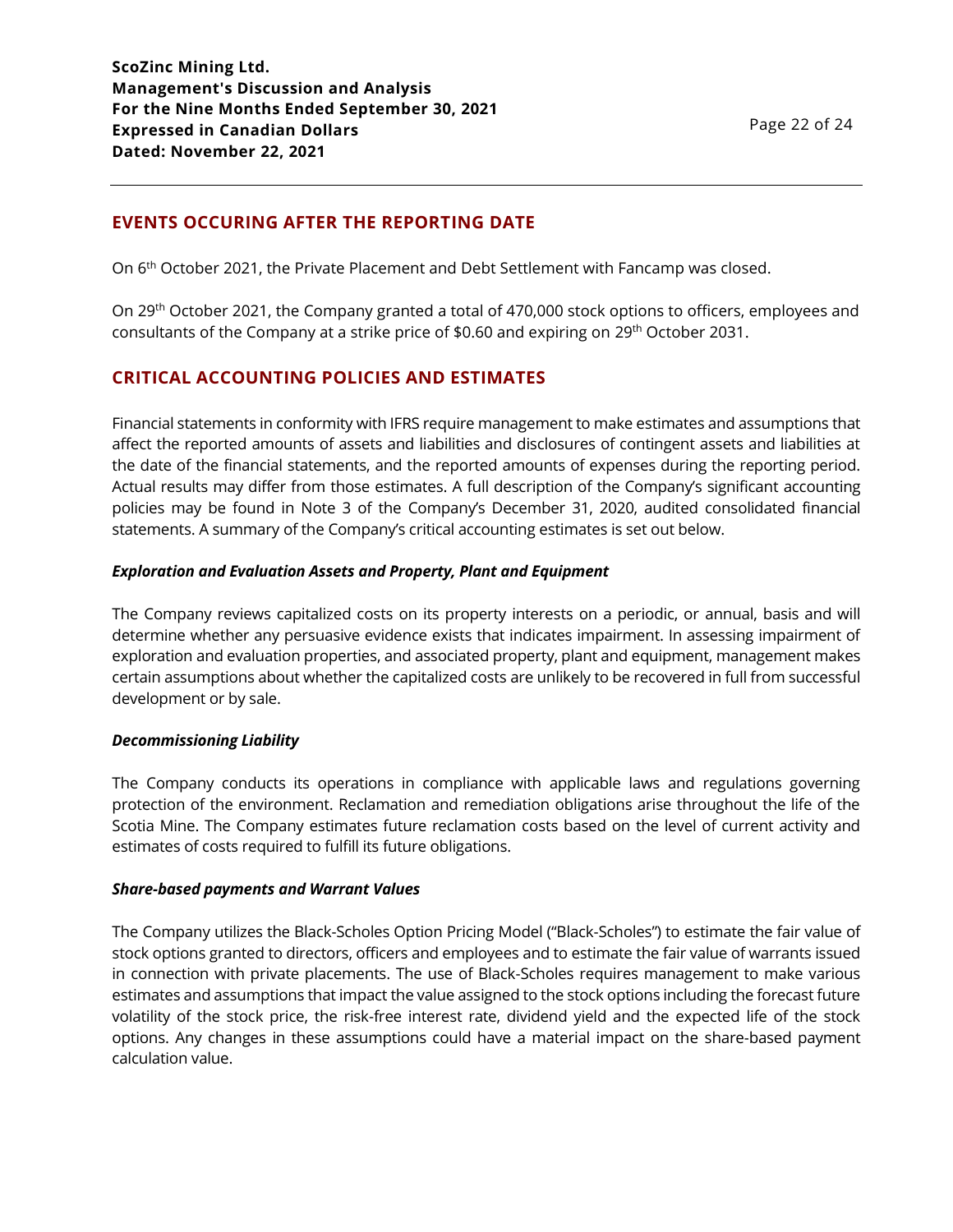## EVENTS OCCURING AFTER THE REPORTING DATE

On 6th October 2021, the Private Placement and Debt Settlement with Fancamp was closed.

On 29th October 2021, the Company granted a total of 470,000 stock options to officers, employees and consultants of the Company at a strike price of $0.60 and expiring on 29th October 2031.

## CRITICAL ACCOUNTING POLICIES AND ESTIMATES

Financial statements in conformity with IFRS require management to make estimates and assumptions that affect the reported amounts of assets and liabilities and disclosures of contingent assets and liabilities at the date of the financial statements, and the reported amounts of expenses during the reporting period. Actual results may differ from those estimates. A full description of the Company's significant accounting policies may be found in Note 3 of the Company's December 31, 2020, audited consolidated financial statements. A summary of the Company's critical accounting estimates is set out below.

### *Exploration and Evaluation Assets and Property, Plant and Equipment*

The Company reviews capitalized costs on its property interests on a periodic, or annual, basis and will determine whether any persuasive evidence exists that indicates impairment. In assessing impairment of exploration and evaluation properties, and associated property, plant and equipment, management makes certain assumptions about whether the capitalized costs are unlikely to be recovered in full from successful development or by sale.

### *Decommissioning Liability*

The Company conducts its operations in compliance with applicable laws and regulations governing protection of the environment. Reclamation and remediation obligations arise throughout the life of the Scotia Mine. The Company estimates future reclamation costs based on the level of current activity and estimates of costs required to fulfill its future obligations.

### *Share-based payments and Warrant Values*

The Company utilizes the Black-Scholes Option Pricing Model ("Black-Scholes") to estimate the fair value of stock options granted to directors, officers and employees and to estimate the fair value of warrants issued in connection with private placements. The use of Black-Scholes requires management to make various estimates and assumptions that impact the value assigned to the stock options including the forecast future volatility of the stock price, the risk-free interest rate, dividend yield and the expected life of the stock options. Any changes in these assumptions could have a material impact on the share-based payment calculation value.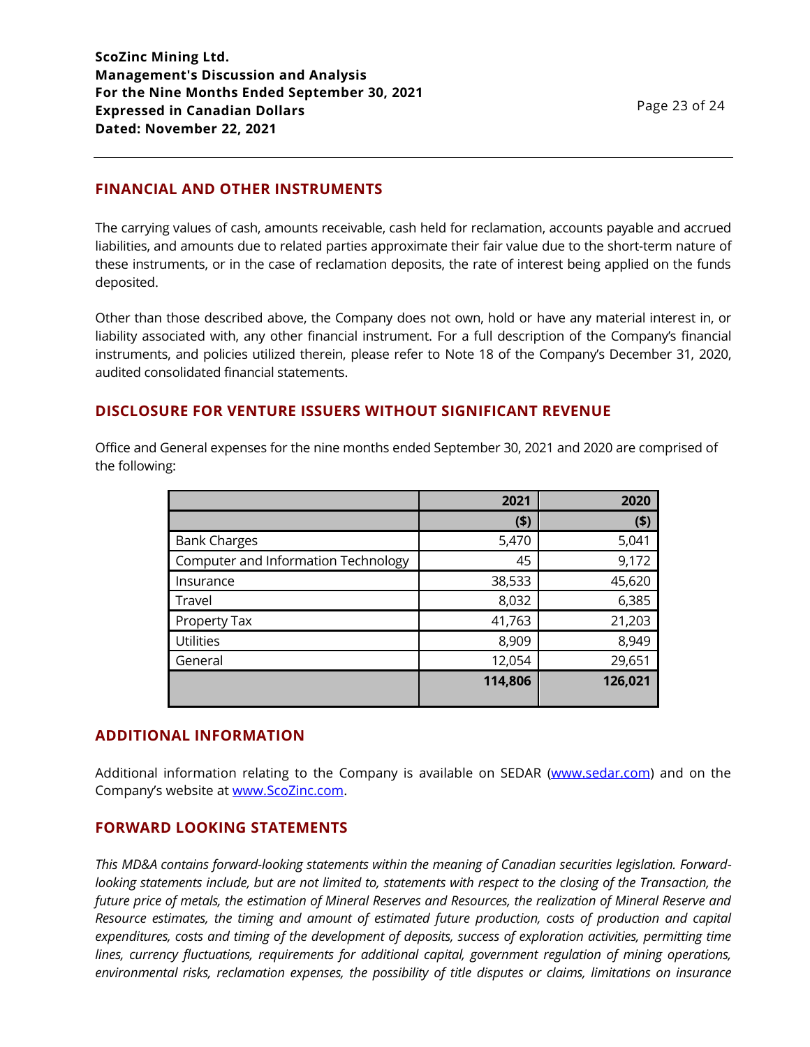## FINANCIAL AND OTHER INSTRUMENTS

The carrying values of cash, amounts receivable, cash held for reclamation, accounts payable and accrued liabilities, and amounts due to related parties approximate their fair value due to the short-term nature of these instruments, or in the case of reclamation deposits, the rate of interest being applied on the funds deposited.

Other than those described above, the Company does not own, hold or have any material interest in, or liability associated with, any other financial instrument. For a full description of the Company's financial instruments, and policies utilized therein, please refer to Note 18 of the Company's December 31, 2020, audited consolidated financial statements.

## DISCLOSURE FOR VENTURE ISSUERS WITHOUT SIGNIFICANT REVENUE

Office and General expenses for the nine months ended September 30, 2021 and 2020 are comprised of the following:

| | 2021 | 2020 |
|---|---:|---:|
| | ($) | ($) |
| Bank Charges | 5,470 | 5,041 |
| Computer and Information Technology | 45 | 9,172 |
| Insurance | 38,533 | 45,620 |
| Travel | 8,032 | 6,385 |
| Property Tax | 41,763 | 21,203 |
| Utilities | 8,909 | 8,949 |
| General | 12,054 | 29,651 |
| | **114,806** | **126,021** |

## ADDITIONAL INFORMATION

Additional information relating to the Company is available on SEDAR (www.sedar.com) and on the Company's website at www.ScoZinc.com.

## FORWARD LOOKING STATEMENTS

*This MD&A contains forward-looking statements within the meaning of Canadian securities legislation. Forward-looking statements include, but are not limited to, statements with respect to the closing of the Transaction, the future price of metals, the estimation of Mineral Reserves and Resources, the realization of Mineral Reserve and Resource estimates, the timing and amount of estimated future production, costs of production and capital expenditures, costs and timing of the development of deposits, success of exploration activities, permitting time lines, currency fluctuations, requirements for additional capital, government regulation of mining operations, environmental risks, reclamation expenses, the possibility of title disputes or claims, limitations on insurance*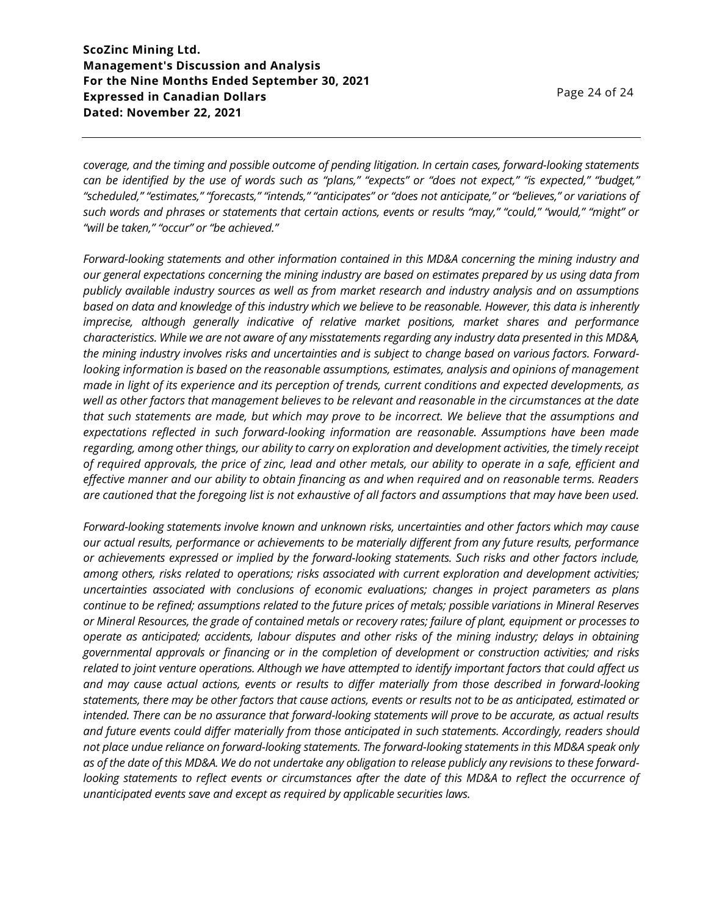*coverage, and the timing and possible outcome of pending litigation. In certain cases, forward-looking statements can be identified by the use of words such as "plans," "expects" or "does not expect," "is expected," "budget," "scheduled," "estimates," "forecasts," "intends," "anticipates" or "does not anticipate," or "believes," or variations of such words and phrases or statements that certain actions, events or results "may," "could," "would," "might" or "will be taken," "occur" or "be achieved."*

*Forward-looking statements and other information contained in this MD&A concerning the mining industry and our general expectations concerning the mining industry are based on estimates prepared by us using data from publicly available industry sources as well as from market research and industry analysis and on assumptions based on data and knowledge of this industry which we believe to be reasonable. However, this data is inherently imprecise, although generally indicative of relative market positions, market shares and performance characteristics. While we are not aware of any misstatements regarding any industry data presented in this MD&A, the mining industry involves risks and uncertainties and is subject to change based on various factors. Forward-looking information is based on the reasonable assumptions, estimates, analysis and opinions of management made in light of its experience and its perception of trends, current conditions and expected developments, as well as other factors that management believes to be relevant and reasonable in the circumstances at the date that such statements are made, but which may prove to be incorrect. We believe that the assumptions and expectations reflected in such forward-looking information are reasonable. Assumptions have been made regarding, among other things, our ability to carry on exploration and development activities, the timely receipt of required approvals, the price of zinc, lead and other metals, our ability to operate in a safe, efficient and effective manner and our ability to obtain financing as and when required and on reasonable terms. Readers are cautioned that the foregoing list is not exhaustive of all factors and assumptions that may have been used.*

*Forward-looking statements involve known and unknown risks, uncertainties and other factors which may cause our actual results, performance or achievements to be materially different from any future results, performance or achievements expressed or implied by the forward-looking statements. Such risks and other factors include, among others, risks related to operations; risks associated with current exploration and development activities; uncertainties associated with conclusions of economic evaluations; changes in project parameters as plans continue to be refined; assumptions related to the future prices of metals; possible variations in Mineral Reserves or Mineral Resources, the grade of contained metals or recovery rates; failure of plant, equipment or processes to operate as anticipated; accidents, labour disputes and other risks of the mining industry; delays in obtaining governmental approvals or financing or in the completion of development or construction activities; and risks related to joint venture operations. Although we have attempted to identify important factors that could affect us and may cause actual actions, events or results to differ materially from those described in forward-looking statements, there may be other factors that cause actions, events or results not to be as anticipated, estimated or intended. There can be no assurance that forward-looking statements will prove to be accurate, as actual results and future events could differ materially from those anticipated in such statements. Accordingly, readers should not place undue reliance on forward-looking statements. The forward-looking statements in this MD&A speak only as of the date of this MD&A. We do not undertake any obligation to release publicly any revisions to these forward-looking statements to reflect events or circumstances after the date of this MD&A to reflect the occurrence of unanticipated events save and except as required by applicable securities laws.*